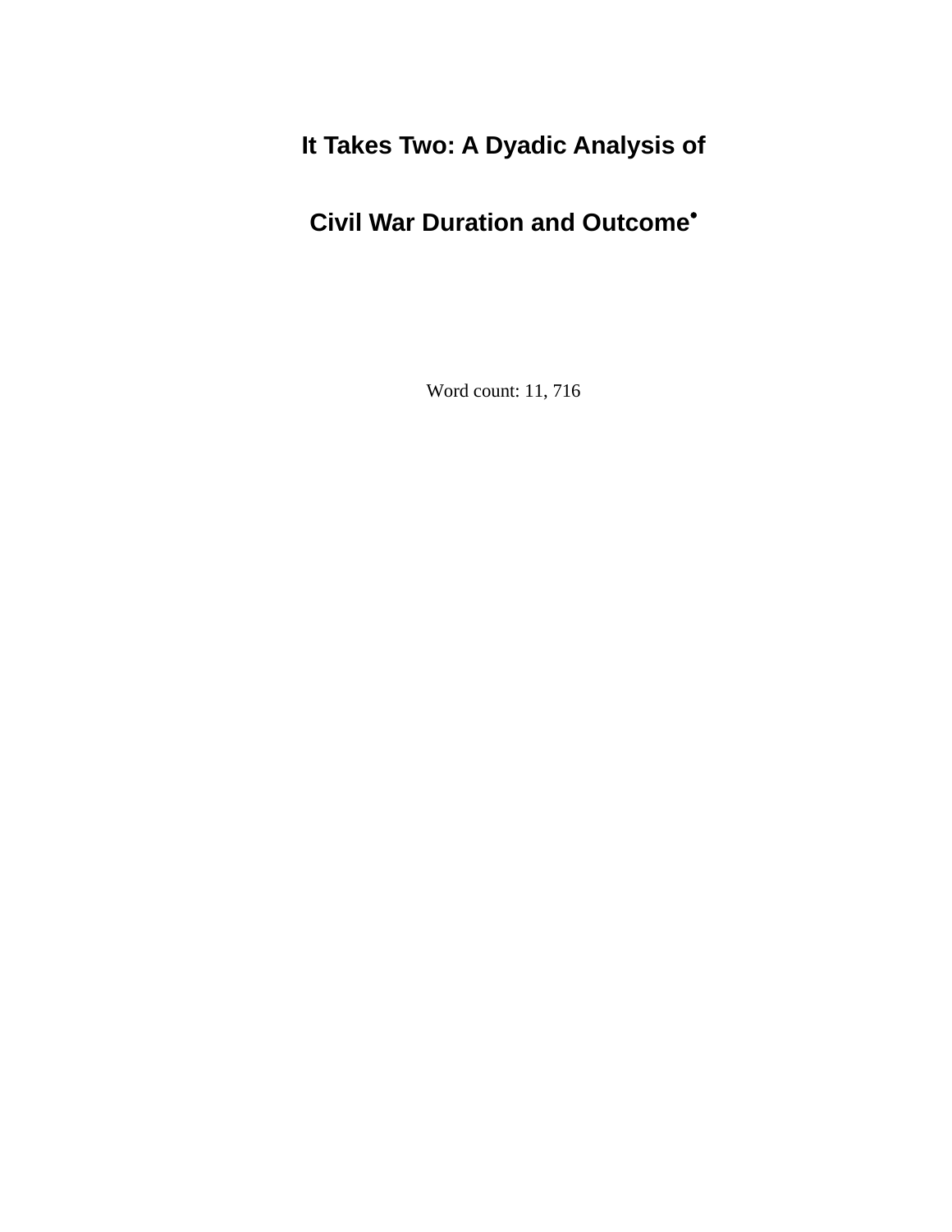# It Takes Two: A Dyadic Analysis of Civil War Duration and Outcome•

Word count: 11, 716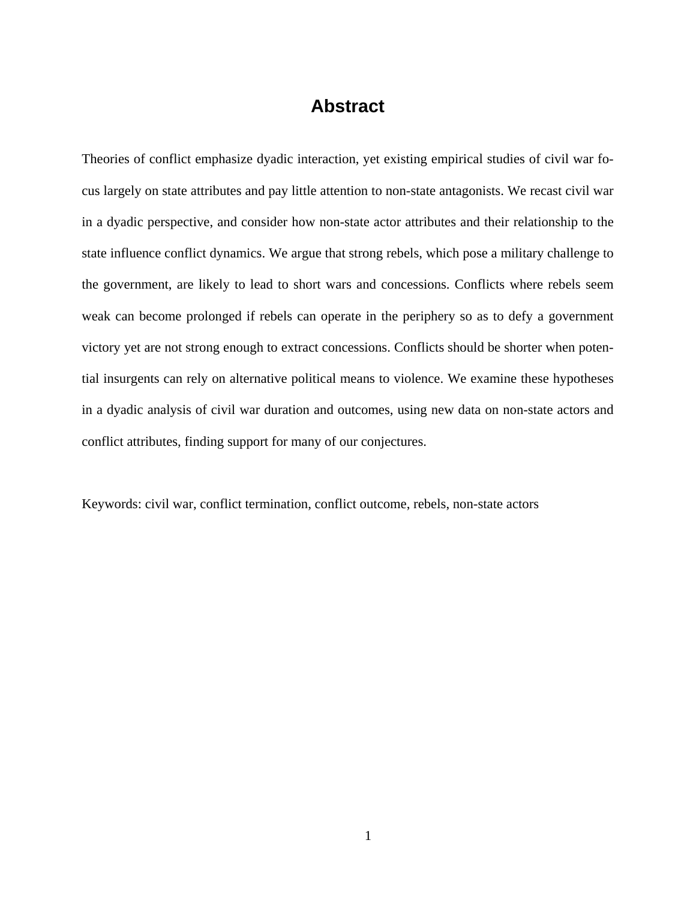# Abstract

Theories of conflict emphasize dyadic interaction, yet existing empirical studies of civil war focus largely on state attributes and pay little attention to non-state antagonists. We recast civil war in a dyadic perspective, and consider how non-state actor attributes and their relationship to the state influence conflict dynamics. We argue that strong rebels, which pose a military challenge to the government, are likely to lead to short wars and concessions. Conflicts where rebels seem weak can become prolonged if rebels can operate in the periphery so as to defy a government victory yet are not strong enough to extract concessions. Conflicts should be shorter when potential insurgents can rely on alternative political means to violence. We examine these hypotheses in a dyadic analysis of civil war duration and outcomes, using new data on non-state actors and conflict attributes, finding support for many of our conjectures.

Keywords: civil war, conflict termination, conflict outcome, rebels, non-state actors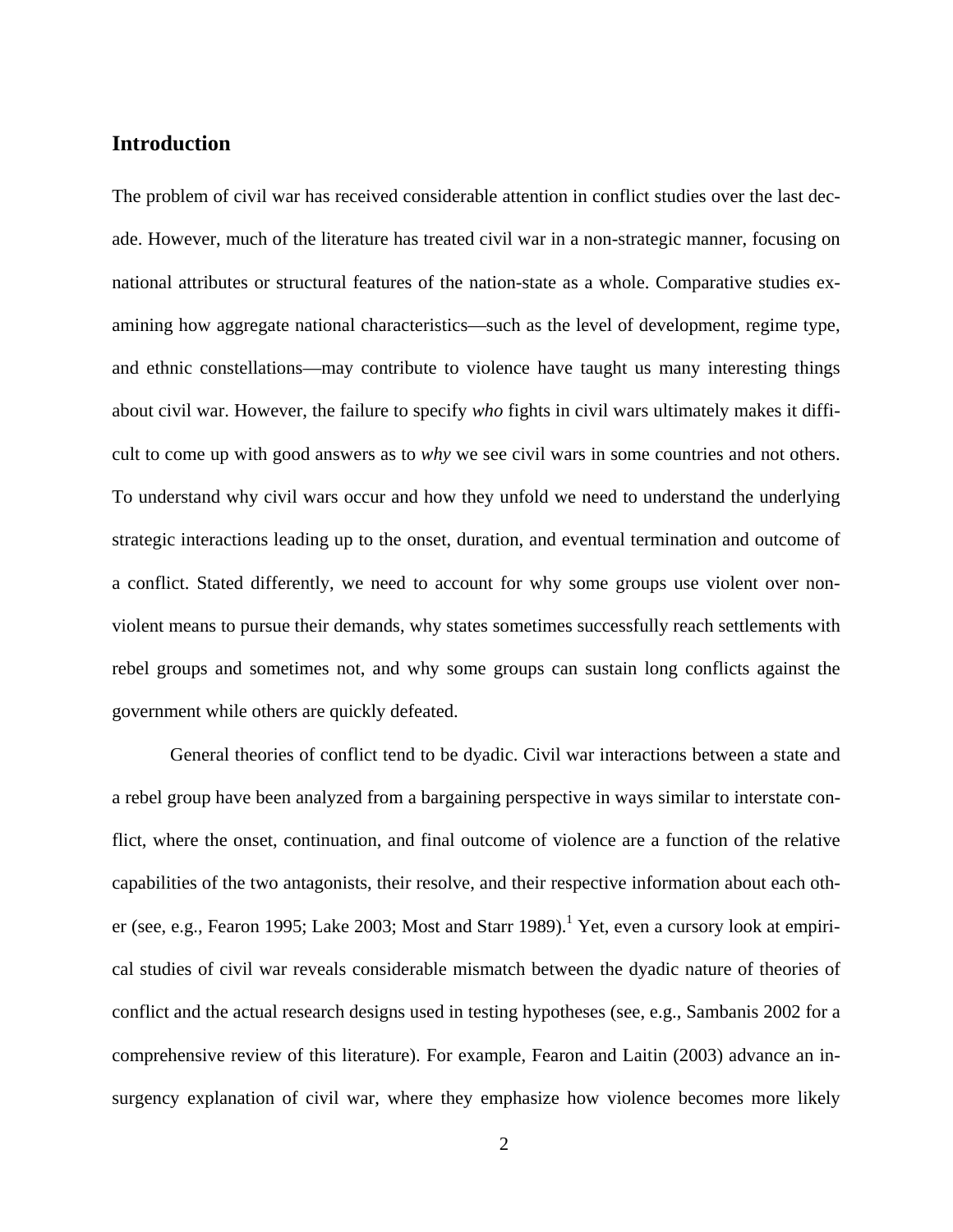## Introduction

The problem of civil war has received considerable attention in conflict studies over the last decade. However, much of the literature has treated civil war in a non-strategic manner, focusing on national attributes or structural features of the nation-state as a whole. Comparative studies examining how aggregate national characteristics—such as the level of development, regime type, and ethnic constellations—may contribute to violence have taught us many interesting things about civil war. However, the failure to specify *who* fights in civil wars ultimately makes it difficult to come up with good answers as to *why* we see civil wars in some countries and not others. To understand why civil wars occur and how they unfold we need to understand the underlying strategic interactions leading up to the onset, duration, and eventual termination and outcome of a conflict. Stated differently, we need to account for why some groups use violent over non-violent means to pursue their demands, why states sometimes successfully reach settlements with rebel groups and sometimes not, and why some groups can sustain long conflicts against the government while others are quickly defeated.

General theories of conflict tend to be dyadic. Civil war interactions between a state and a rebel group have been analyzed from a bargaining perspective in ways similar to interstate conflict, where the onset, continuation, and final outcome of violence are a function of the relative capabilities of the two antagonists, their resolve, and their respective information about each other (see, e.g., Fearon 1995; Lake 2003; Most and Starr 1989).[1] Yet, even a cursory look at empirical studies of civil war reveals considerable mismatch between the dyadic nature of theories of conflict and the actual research designs used in testing hypotheses (see, e.g., Sambanis 2002 for a comprehensive review of this literature). For example, Fearon and Laitin (2003) advance an insurgency explanation of civil war, where they emphasize how violence becomes more likely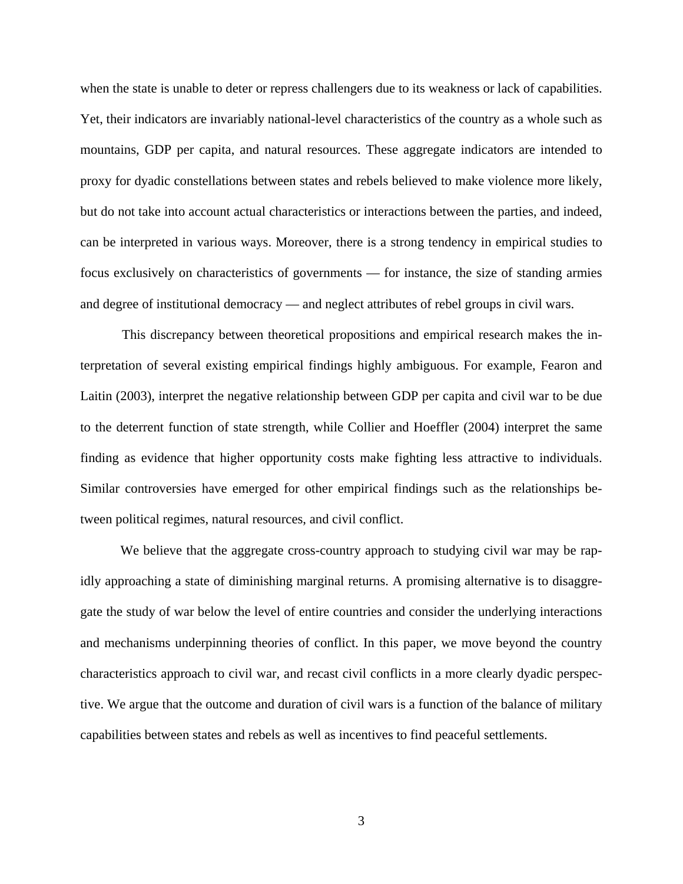when the state is unable to deter or repress challengers due to its weakness or lack of capabilities. Yet, their indicators are invariably national-level characteristics of the country as a whole such as mountains, GDP per capita, and natural resources. These aggregate indicators are intended to proxy for dyadic constellations between states and rebels believed to make violence more likely, but do not take into account actual characteristics or interactions between the parties, and indeed, can be interpreted in various ways. Moreover, there is a strong tendency in empirical studies to focus exclusively on characteristics of governments — for instance, the size of standing armies and degree of institutional democracy — and neglect attributes of rebel groups in civil wars.

This discrepancy between theoretical propositions and empirical research makes the interpretation of several existing empirical findings highly ambiguous. For example, Fearon and Laitin (2003), interpret the negative relationship between GDP per capita and civil war to be due to the deterrent function of state strength, while Collier and Hoeffler (2004) interpret the same finding as evidence that higher opportunity costs make fighting less attractive to individuals. Similar controversies have emerged for other empirical findings such as the relationships between political regimes, natural resources, and civil conflict.

We believe that the aggregate cross-country approach to studying civil war may be rapidly approaching a state of diminishing marginal returns. A promising alternative is to disaggregate the study of war below the level of entire countries and consider the underlying interactions and mechanisms underpinning theories of conflict. In this paper, we move beyond the country characteristics approach to civil war, and recast civil conflicts in a more clearly dyadic perspective. We argue that the outcome and duration of civil wars is a function of the balance of military capabilities between states and rebels as well as incentives to find peaceful settlements.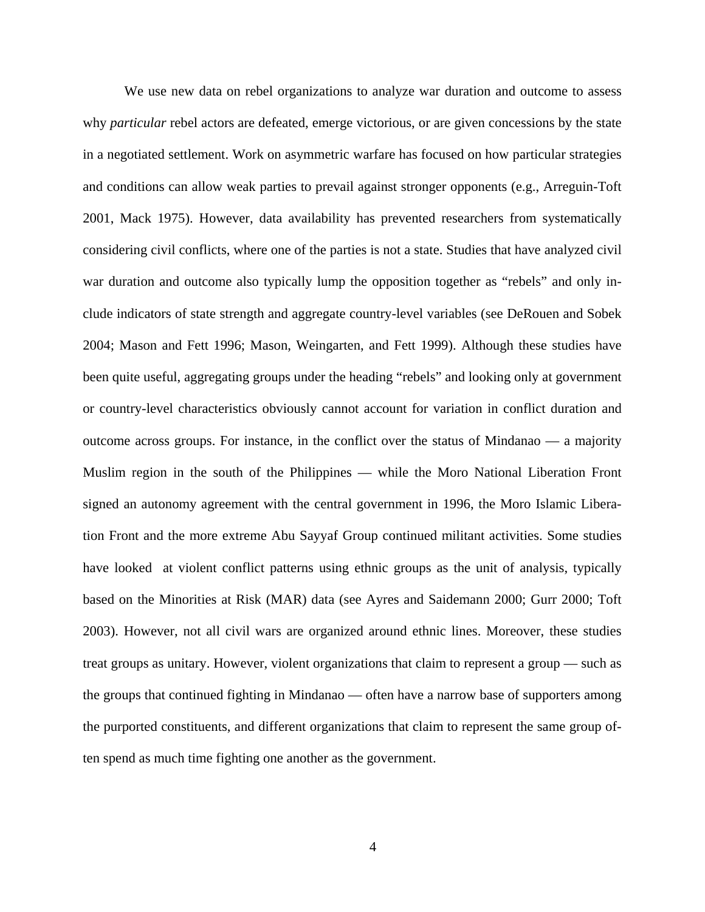We use new data on rebel organizations to analyze war duration and outcome to assess why *particular* rebel actors are defeated, emerge victorious, or are given concessions by the state in a negotiated settlement. Work on asymmetric warfare has focused on how particular strategies and conditions can allow weak parties to prevail against stronger opponents (e.g., Arreguin-Toft 2001, Mack 1975). However, data availability has prevented researchers from systematically considering civil conflicts, where one of the parties is not a state. Studies that have analyzed civil war duration and outcome also typically lump the opposition together as "rebels" and only include indicators of state strength and aggregate country-level variables (see DeRouen and Sobek 2004; Mason and Fett 1996; Mason, Weingarten, and Fett 1999). Although these studies have been quite useful, aggregating groups under the heading "rebels" and looking only at government or country-level characteristics obviously cannot account for variation in conflict duration and outcome across groups. For instance, in the conflict over the status of Mindanao — a majority Muslim region in the south of the Philippines — while the Moro National Liberation Front signed an autonomy agreement with the central government in 1996, the Moro Islamic Liberation Front and the more extreme Abu Sayyaf Group continued militant activities. Some studies have looked at violent conflict patterns using ethnic groups as the unit of analysis, typically based on the Minorities at Risk (MAR) data (see Ayres and Saidemann 2000; Gurr 2000; Toft 2003). However, not all civil wars are organized around ethnic lines. Moreover, these studies treat groups as unitary. However, violent organizations that claim to represent a group — such as the groups that continued fighting in Mindanao — often have a narrow base of supporters among the purported constituents, and different organizations that claim to represent the same group often spend as much time fighting one another as the government.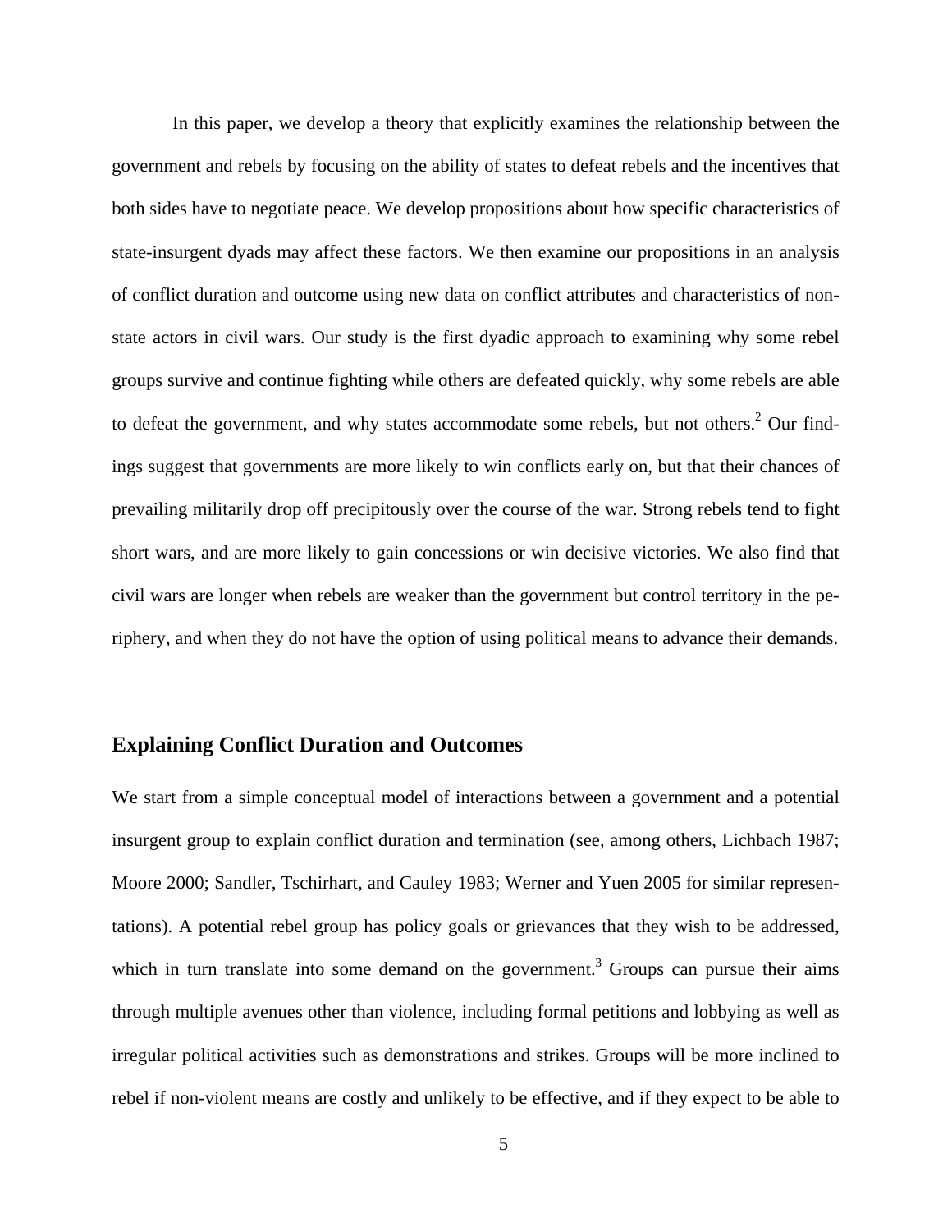In this paper, we develop a theory that explicitly examines the relationship between the government and rebels by focusing on the ability of states to defeat rebels and the incentives that both sides have to negotiate peace. We develop propositions about how specific characteristics of state-insurgent dyads may affect these factors. We then examine our propositions in an analysis of conflict duration and outcome using new data on conflict attributes and characteristics of non-state actors in civil wars. Our study is the first dyadic approach to examining why some rebel groups survive and continue fighting while others are defeated quickly, why some rebels are able to defeat the government, and why states accommodate some rebels, but not others.[2] Our findings suggest that governments are more likely to win conflicts early on, but that their chances of prevailing militarily drop off precipitously over the course of the war. Strong rebels tend to fight short wars, and are more likely to gain concessions or win decisive victories. We also find that civil wars are longer when rebels are weaker than the government but control territory in the periphery, and when they do not have the option of using political means to advance their demands.

## Explaining Conflict Duration and Outcomes

We start from a simple conceptual model of interactions between a government and a potential insurgent group to explain conflict duration and termination (see, among others, Lichbach 1987; Moore 2000; Sandler, Tschirhart, and Cauley 1983; Werner and Yuen 2005 for similar representations). A potential rebel group has policy goals or grievances that they wish to be addressed, which in turn translate into some demand on the government.[3] Groups can pursue their aims through multiple avenues other than violence, including formal petitions and lobbying as well as irregular political activities such as demonstrations and strikes. Groups will be more inclined to rebel if non-violent means are costly and unlikely to be effective, and if they expect to be able to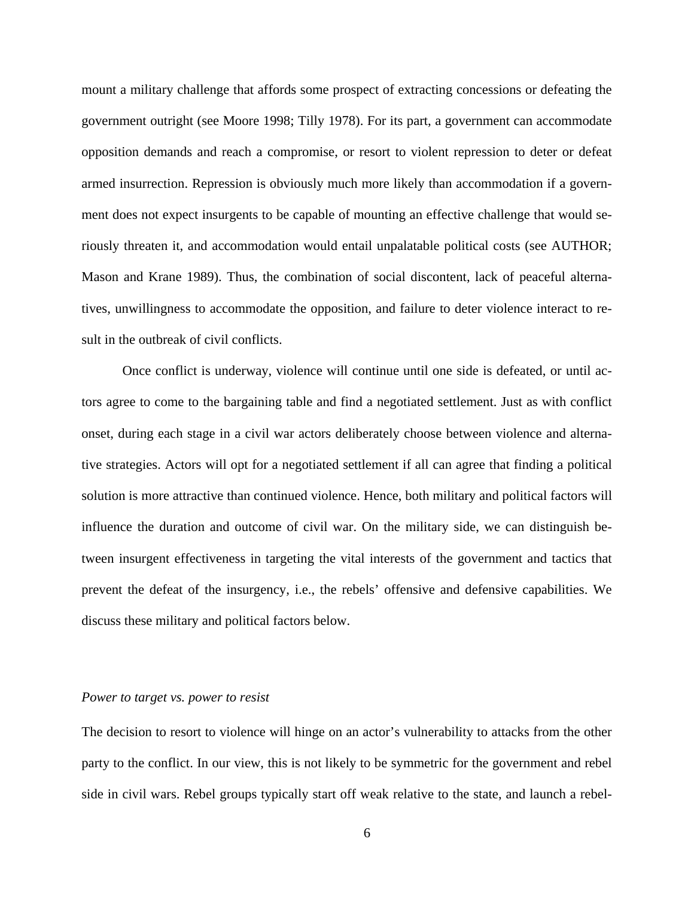mount a military challenge that affords some prospect of extracting concessions or defeating the government outright (see Moore 1998; Tilly 1978). For its part, a government can accommodate opposition demands and reach a compromise, or resort to violent repression to deter or defeat armed insurrection. Repression is obviously much more likely than accommodation if a government does not expect insurgents to be capable of mounting an effective challenge that would seriously threaten it, and accommodation would entail unpalatable political costs (see AUTHOR; Mason and Krane 1989). Thus, the combination of social discontent, lack of peaceful alternatives, unwillingness to accommodate the opposition, and failure to deter violence interact to result in the outbreak of civil conflicts.

Once conflict is underway, violence will continue until one side is defeated, or until actors agree to come to the bargaining table and find a negotiated settlement. Just as with conflict onset, during each stage in a civil war actors deliberately choose between violence and alternative strategies. Actors will opt for a negotiated settlement if all can agree that finding a political solution is more attractive than continued violence. Hence, both military and political factors will influence the duration and outcome of civil war. On the military side, we can distinguish between insurgent effectiveness in targeting the vital interests of the government and tactics that prevent the defeat of the insurgency, i.e., the rebels' offensive and defensive capabilities. We discuss these military and political factors below.

*Power to target vs. power to resist*

The decision to resort to violence will hinge on an actor's vulnerability to attacks from the other party to the conflict. In our view, this is not likely to be symmetric for the government and rebel side in civil wars. Rebel groups typically start off weak relative to the state, and launch a rebel-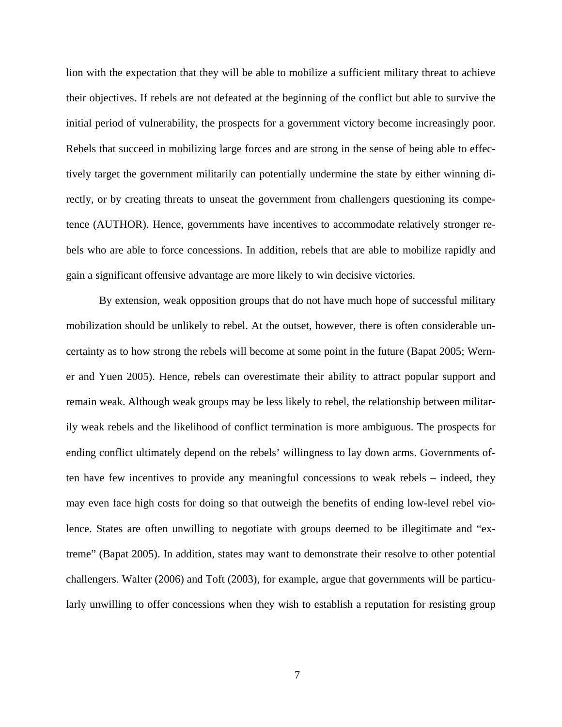lion with the expectation that they will be able to mobilize a sufficient military threat to achieve their objectives. If rebels are not defeated at the beginning of the conflict but able to survive the initial period of vulnerability, the prospects for a government victory become increasingly poor. Rebels that succeed in mobilizing large forces and are strong in the sense of being able to effectively target the government militarily can potentially undermine the state by either winning directly, or by creating threats to unseat the government from challengers questioning its competence (AUTHOR). Hence, governments have incentives to accommodate relatively stronger rebels who are able to force concessions. In addition, rebels that are able to mobilize rapidly and gain a significant offensive advantage are more likely to win decisive victories.

By extension, weak opposition groups that do not have much hope of successful military mobilization should be unlikely to rebel. At the outset, however, there is often considerable uncertainty as to how strong the rebels will become at some point in the future (Bapat 2005; Werner and Yuen 2005). Hence, rebels can overestimate their ability to attract popular support and remain weak. Although weak groups may be less likely to rebel, the relationship between militarily weak rebels and the likelihood of conflict termination is more ambiguous. The prospects for ending conflict ultimately depend on the rebels' willingness to lay down arms. Governments often have few incentives to provide any meaningful concessions to weak rebels – indeed, they may even face high costs for doing so that outweigh the benefits of ending low-level rebel violence. States are often unwilling to negotiate with groups deemed to be illegitimate and "extreme" (Bapat 2005). In addition, states may want to demonstrate their resolve to other potential challengers. Walter (2006) and Toft (2003), for example, argue that governments will be particularly unwilling to offer concessions when they wish to establish a reputation for resisting group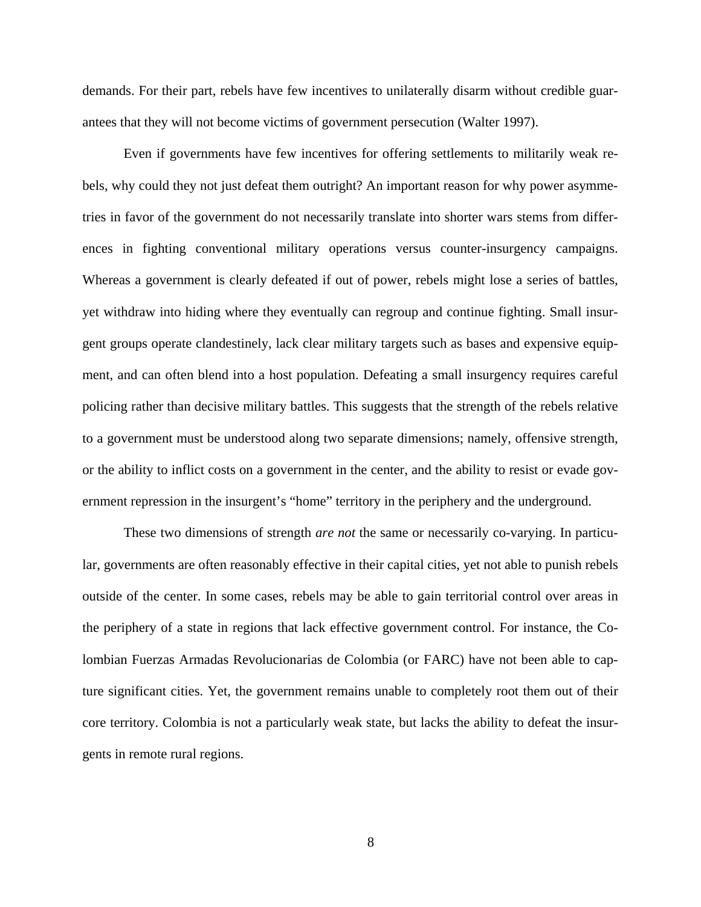demands. For their part, rebels have few incentives to unilaterally disarm without credible guarantees that they will not become victims of government persecution (Walter 1997).

Even if governments have few incentives for offering settlements to militarily weak rebels, why could they not just defeat them outright? An important reason for why power asymmetries in favor of the government do not necessarily translate into shorter wars stems from differences in fighting conventional military operations versus counter-insurgency campaigns. Whereas a government is clearly defeated if out of power, rebels might lose a series of battles, yet withdraw into hiding where they eventually can regroup and continue fighting. Small insurgent groups operate clandestinely, lack clear military targets such as bases and expensive equipment, and can often blend into a host population. Defeating a small insurgency requires careful policing rather than decisive military battles. This suggests that the strength of the rebels relative to a government must be understood along two separate dimensions; namely, offensive strength, or the ability to inflict costs on a government in the center, and the ability to resist or evade government repression in the insurgent's "home" territory in the periphery and the underground.

These two dimensions of strength *are not* the same or necessarily co-varying. In particular, governments are often reasonably effective in their capital cities, yet not able to punish rebels outside of the center. In some cases, rebels may be able to gain territorial control over areas in the periphery of a state in regions that lack effective government control. For instance, the Colombian Fuerzas Armadas Revolucionarias de Colombia (or FARC) have not been able to capture significant cities. Yet, the government remains unable to completely root them out of their core territory. Colombia is not a particularly weak state, but lacks the ability to defeat the insurgents in remote rural regions.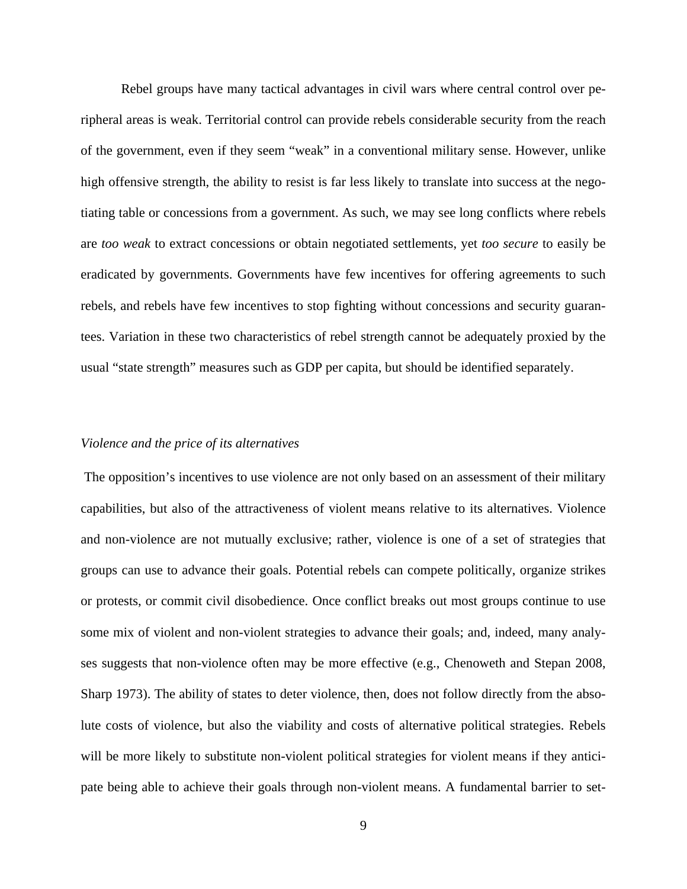Rebel groups have many tactical advantages in civil wars where central control over peripheral areas is weak. Territorial control can provide rebels considerable security from the reach of the government, even if they seem "weak" in a conventional military sense. However, unlike high offensive strength, the ability to resist is far less likely to translate into success at the negotiating table or concessions from a government. As such, we may see long conflicts where rebels are *too weak* to extract concessions or obtain negotiated settlements, yet *too secure* to easily be eradicated by governments. Governments have few incentives for offering agreements to such rebels, and rebels have few incentives to stop fighting without concessions and security guarantees. Variation in these two characteristics of rebel strength cannot be adequately proxied by the usual "state strength" measures such as GDP per capita, but should be identified separately.

### *Violence and the price of its alternatives*

The opposition's incentives to use violence are not only based on an assessment of their military capabilities, but also of the attractiveness of violent means relative to its alternatives. Violence and non-violence are not mutually exclusive; rather, violence is one of a set of strategies that groups can use to advance their goals. Potential rebels can compete politically, organize strikes or protests, or commit civil disobedience. Once conflict breaks out most groups continue to use some mix of violent and non-violent strategies to advance their goals; and, indeed, many analyses suggests that non-violence often may be more effective (e.g., Chenoweth and Stepan 2008, Sharp 1973). The ability of states to deter violence, then, does not follow directly from the absolute costs of violence, but also the viability and costs of alternative political strategies. Rebels will be more likely to substitute non-violent political strategies for violent means if they anticipate being able to achieve their goals through non-violent means. A fundamental barrier to set-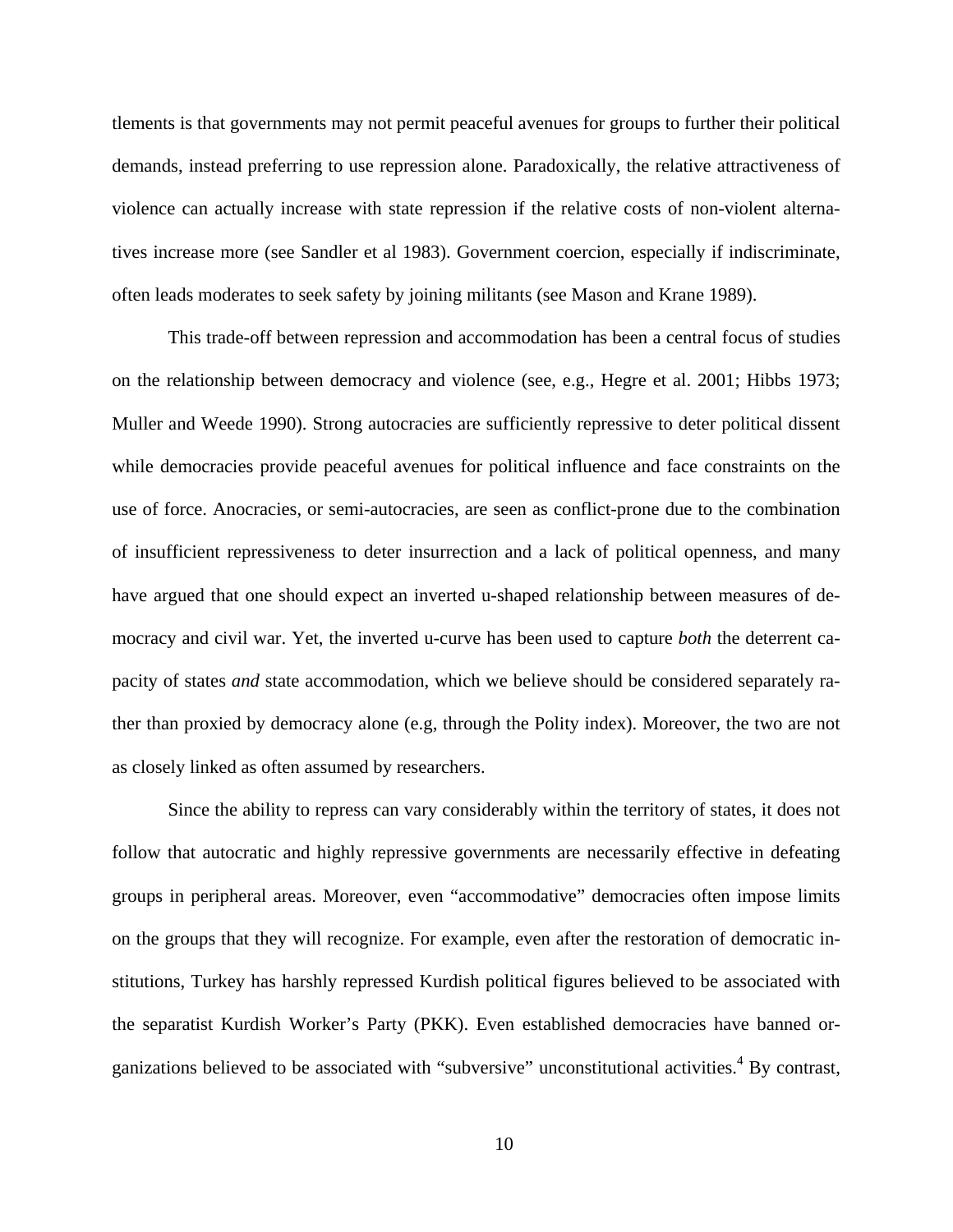tlements is that governments may not permit peaceful avenues for groups to further their political demands, instead preferring to use repression alone. Paradoxically, the relative attractiveness of violence can actually increase with state repression if the relative costs of non-violent alternatives increase more (see Sandler et al 1983). Government coercion, especially if indiscriminate, often leads moderates to seek safety by joining militants (see Mason and Krane 1989).

This trade-off between repression and accommodation has been a central focus of studies on the relationship between democracy and violence (see, e.g., Hegre et al. 2001; Hibbs 1973; Muller and Weede 1990). Strong autocracies are sufficiently repressive to deter political dissent while democracies provide peaceful avenues for political influence and face constraints on the use of force. Anocracies, or semi-autocracies, are seen as conflict-prone due to the combination of insufficient repressiveness to deter insurrection and a lack of political openness, and many have argued that one should expect an inverted u-shaped relationship between measures of democracy and civil war. Yet, the inverted u-curve has been used to capture *both* the deterrent capacity of states *and* state accommodation, which we believe should be considered separately rather than proxied by democracy alone (e.g, through the Polity index). Moreover, the two are not as closely linked as often assumed by researchers.

Since the ability to repress can vary considerably within the territory of states, it does not follow that autocratic and highly repressive governments are necessarily effective in defeating groups in peripheral areas. Moreover, even "accommodative" democracies often impose limits on the groups that they will recognize. For example, even after the restoration of democratic institutions, Turkey has harshly repressed Kurdish political figures believed to be associated with the separatist Kurdish Worker's Party (PKK). Even established democracies have banned organizations believed to be associated with "subversive" unconstitutional activities.[4] By contrast,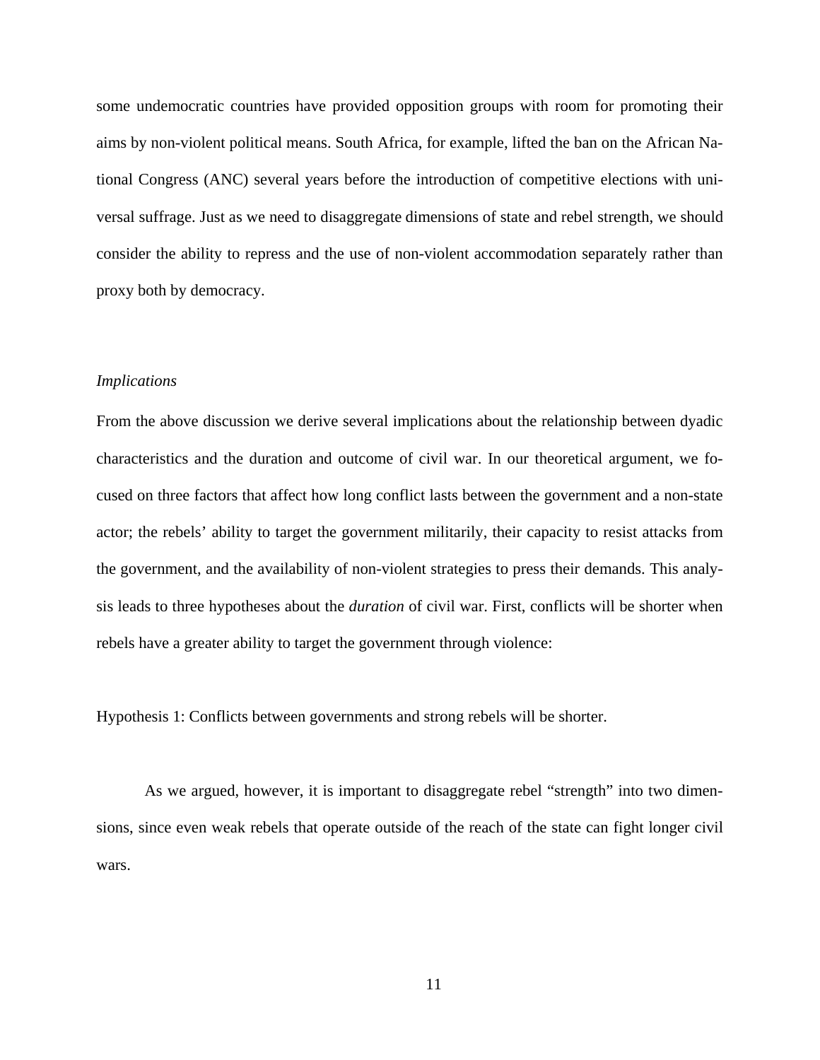some undemocratic countries have provided opposition groups with room for promoting their aims by non-violent political means. South Africa, for example, lifted the ban on the African National Congress (ANC) several years before the introduction of competitive elections with universal suffrage. Just as we need to disaggregate dimensions of state and rebel strength, we should consider the ability to repress and the use of non-violent accommodation separately rather than proxy both by democracy.

*Implications*

From the above discussion we derive several implications about the relationship between dyadic characteristics and the duration and outcome of civil war. In our theoretical argument, we focused on three factors that affect how long conflict lasts between the government and a non-state actor; the rebels' ability to target the government militarily, their capacity to resist attacks from the government, and the availability of non-violent strategies to press their demands. This analysis leads to three hypotheses about the *duration* of civil war. First, conflicts will be shorter when rebels have a greater ability to target the government through violence:

Hypothesis 1: Conflicts between governments and strong rebels will be shorter.

As we argued, however, it is important to disaggregate rebel "strength" into two dimensions, since even weak rebels that operate outside of the reach of the state can fight longer civil wars.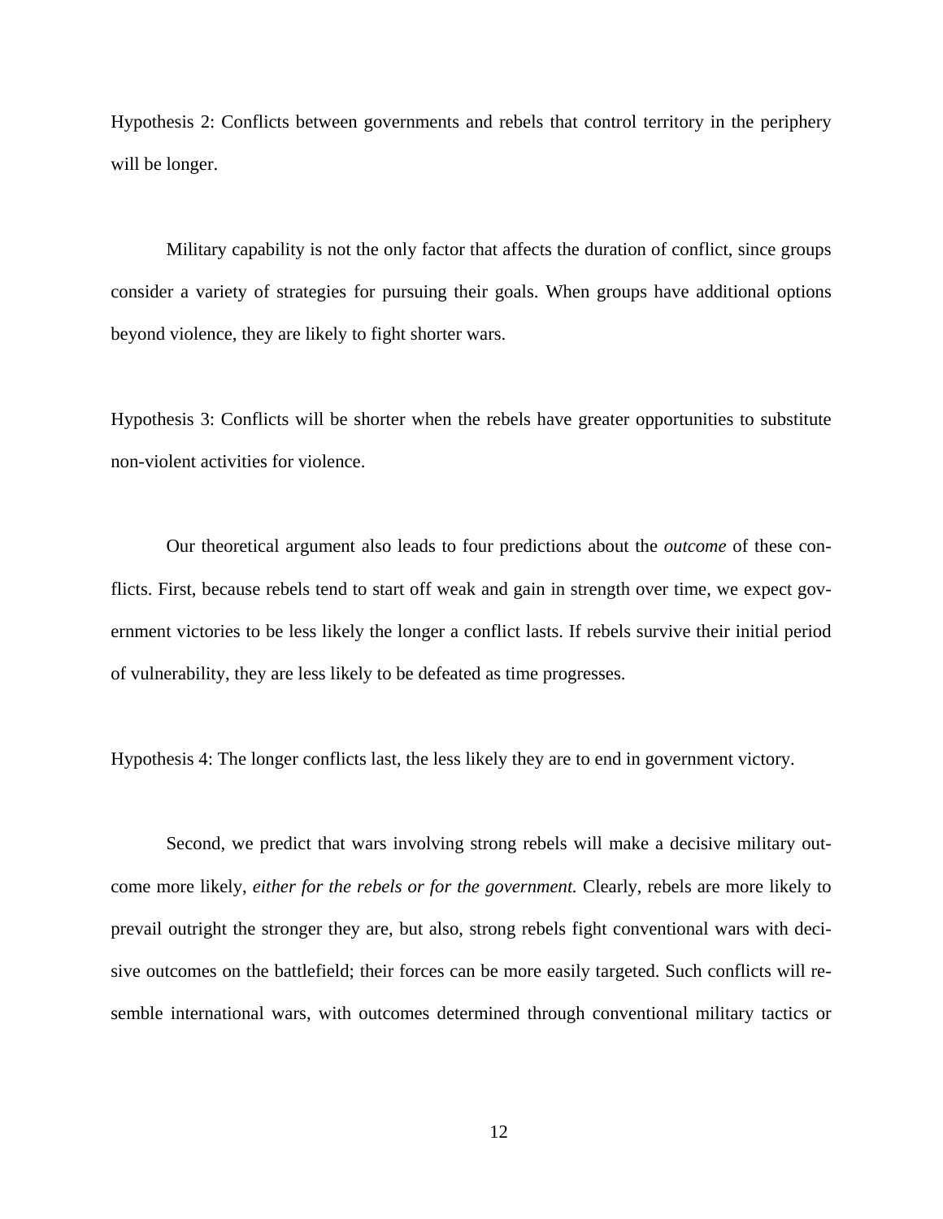Hypothesis 2: Conflicts between governments and rebels that control territory in the periphery will be longer.

Military capability is not the only factor that affects the duration of conflict, since groups consider a variety of strategies for pursuing their goals. When groups have additional options beyond violence, they are likely to fight shorter wars.

Hypothesis 3: Conflicts will be shorter when the rebels have greater opportunities to substitute non-violent activities for violence.

Our theoretical argument also leads to four predictions about the *outcome* of these conflicts. First, because rebels tend to start off weak and gain in strength over time, we expect government victories to be less likely the longer a conflict lasts. If rebels survive their initial period of vulnerability, they are less likely to be defeated as time progresses.

Hypothesis 4: The longer conflicts last, the less likely they are to end in government victory.

Second, we predict that wars involving strong rebels will make a decisive military outcome more likely, *either for the rebels or for the government.* Clearly, rebels are more likely to prevail outright the stronger they are, but also, strong rebels fight conventional wars with decisive outcomes on the battlefield; their forces can be more easily targeted. Such conflicts will resemble international wars, with outcomes determined through conventional military tactics or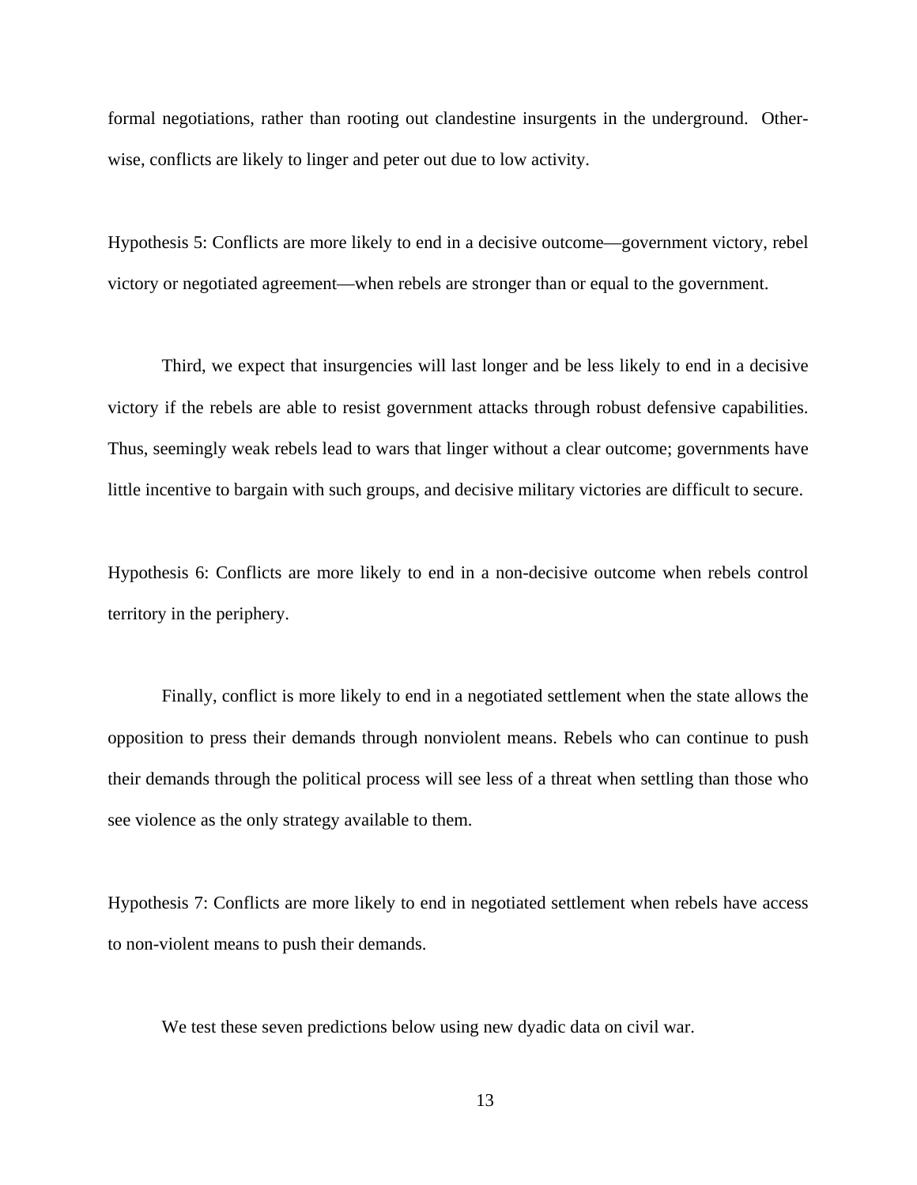formal negotiations, rather than rooting out clandestine insurgents in the underground. Otherwise, conflicts are likely to linger and peter out due to low activity.

Hypothesis 5: Conflicts are more likely to end in a decisive outcome—government victory, rebel victory or negotiated agreement—when rebels are stronger than or equal to the government.

Third, we expect that insurgencies will last longer and be less likely to end in a decisive victory if the rebels are able to resist government attacks through robust defensive capabilities. Thus, seemingly weak rebels lead to wars that linger without a clear outcome; governments have little incentive to bargain with such groups, and decisive military victories are difficult to secure.

Hypothesis 6: Conflicts are more likely to end in a non-decisive outcome when rebels control territory in the periphery.

Finally, conflict is more likely to end in a negotiated settlement when the state allows the opposition to press their demands through nonviolent means. Rebels who can continue to push their demands through the political process will see less of a threat when settling than those who see violence as the only strategy available to them.

Hypothesis 7: Conflicts are more likely to end in negotiated settlement when rebels have access to non-violent means to push their demands.

We test these seven predictions below using new dyadic data on civil war.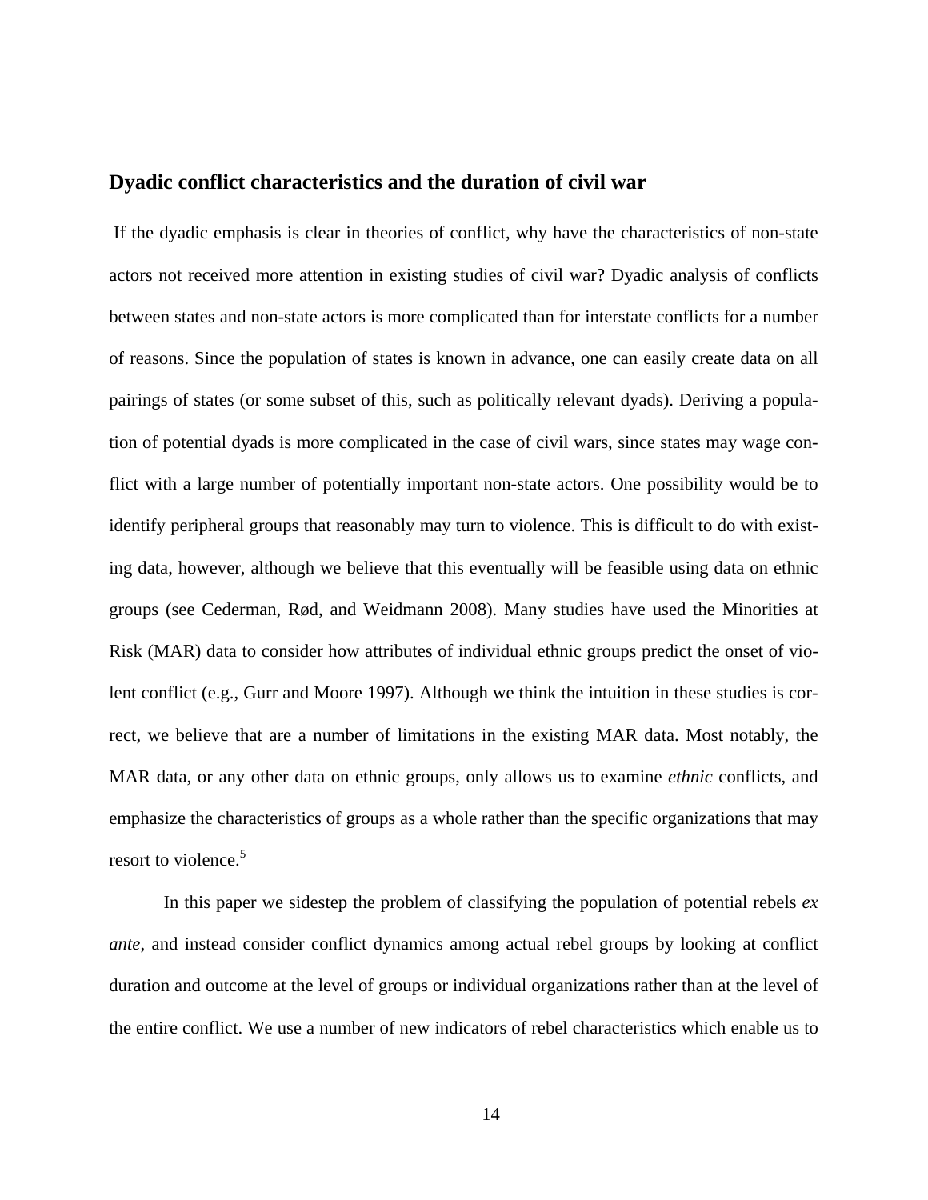## Dyadic conflict characteristics and the duration of civil war

If the dyadic emphasis is clear in theories of conflict, why have the characteristics of non-state actors not received more attention in existing studies of civil war? Dyadic analysis of conflicts between states and non-state actors is more complicated than for interstate conflicts for a number of reasons. Since the population of states is known in advance, one can easily create data on all pairings of states (or some subset of this, such as politically relevant dyads). Deriving a population of potential dyads is more complicated in the case of civil wars, since states may wage conflict with a large number of potentially important non-state actors. One possibility would be to identify peripheral groups that reasonably may turn to violence. This is difficult to do with existing data, however, although we believe that this eventually will be feasible using data on ethnic groups (see Cederman, Rød, and Weidmann 2008). Many studies have used the Minorities at Risk (MAR) data to consider how attributes of individual ethnic groups predict the onset of violent conflict (e.g., Gurr and Moore 1997). Although we think the intuition in these studies is correct, we believe that are a number of limitations in the existing MAR data. Most notably, the MAR data, or any other data on ethnic groups, only allows us to examine *ethnic* conflicts, and emphasize the characteristics of groups as a whole rather than the specific organizations that may resort to violence.[5]

In this paper we sidestep the problem of classifying the population of potential rebels *ex ante*, and instead consider conflict dynamics among actual rebel groups by looking at conflict duration and outcome at the level of groups or individual organizations rather than at the level of the entire conflict. We use a number of new indicators of rebel characteristics which enable us to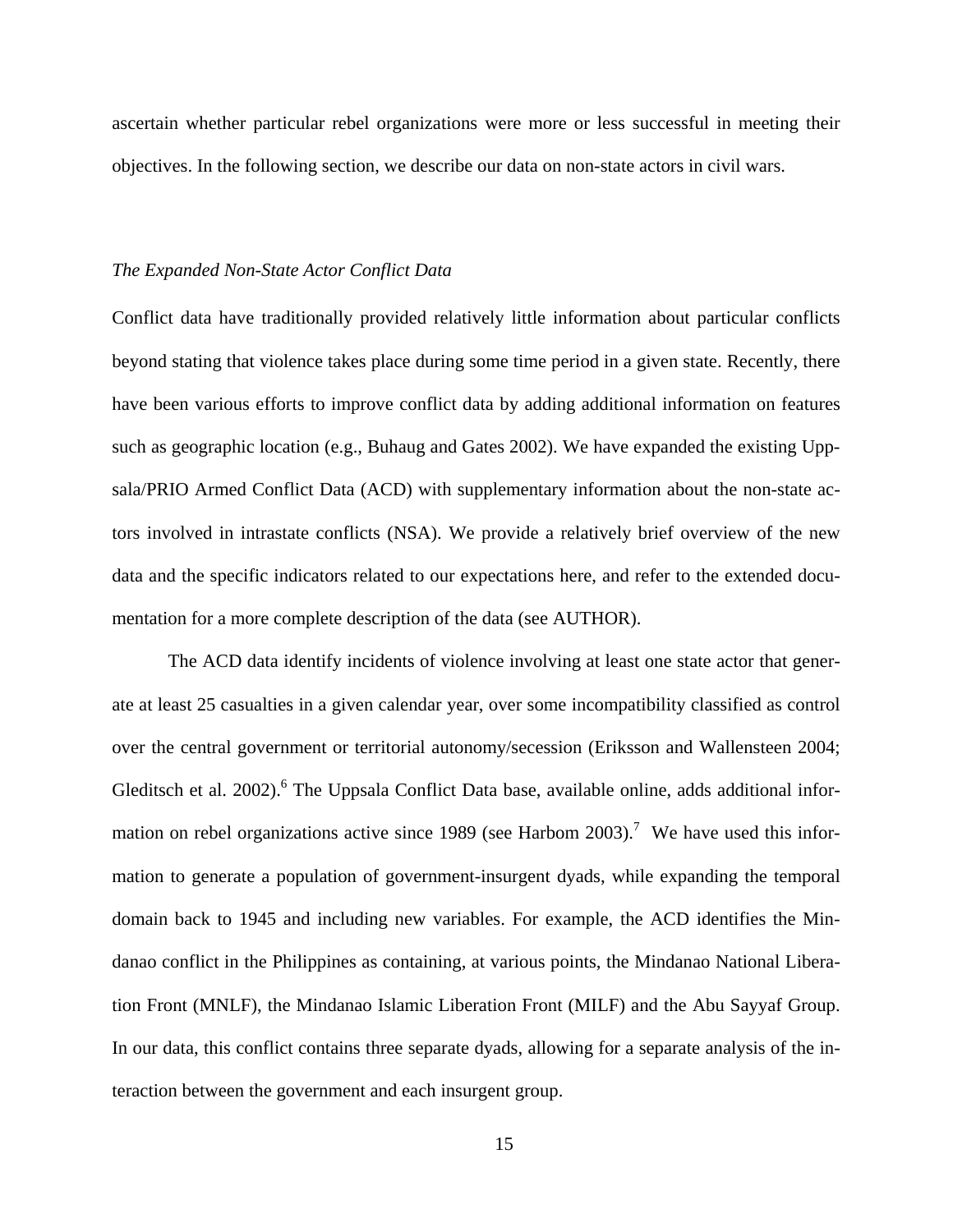ascertain whether particular rebel organizations were more or less successful in meeting their objectives. In the following section, we describe our data on non-state actors in civil wars.

### *The Expanded Non-State Actor Conflict Data*

Conflict data have traditionally provided relatively little information about particular conflicts beyond stating that violence takes place during some time period in a given state. Recently, there have been various efforts to improve conflict data by adding additional information on features such as geographic location (e.g., Buhaug and Gates 2002). We have expanded the existing Uppsala/PRIO Armed Conflict Data (ACD) with supplementary information about the non-state actors involved in intrastate conflicts (NSA). We provide a relatively brief overview of the new data and the specific indicators related to our expectations here, and refer to the extended documentation for a more complete description of the data (see AUTHOR).

The ACD data identify incidents of violence involving at least one state actor that generate at least 25 casualties in a given calendar year, over some incompatibility classified as control over the central government or territorial autonomy/secession (Eriksson and Wallensteen 2004; Gleditsch et al. 2002).[6] The Uppsala Conflict Data base, available online, adds additional information on rebel organizations active since 1989 (see Harbom 2003).[7] We have used this information to generate a population of government-insurgent dyads, while expanding the temporal domain back to 1945 and including new variables. For example, the ACD identifies the Mindanao conflict in the Philippines as containing, at various points, the Mindanao National Liberation Front (MNLF), the Mindanao Islamic Liberation Front (MILF) and the Abu Sayyaf Group. In our data, this conflict contains three separate dyads, allowing for a separate analysis of the interaction between the government and each insurgent group.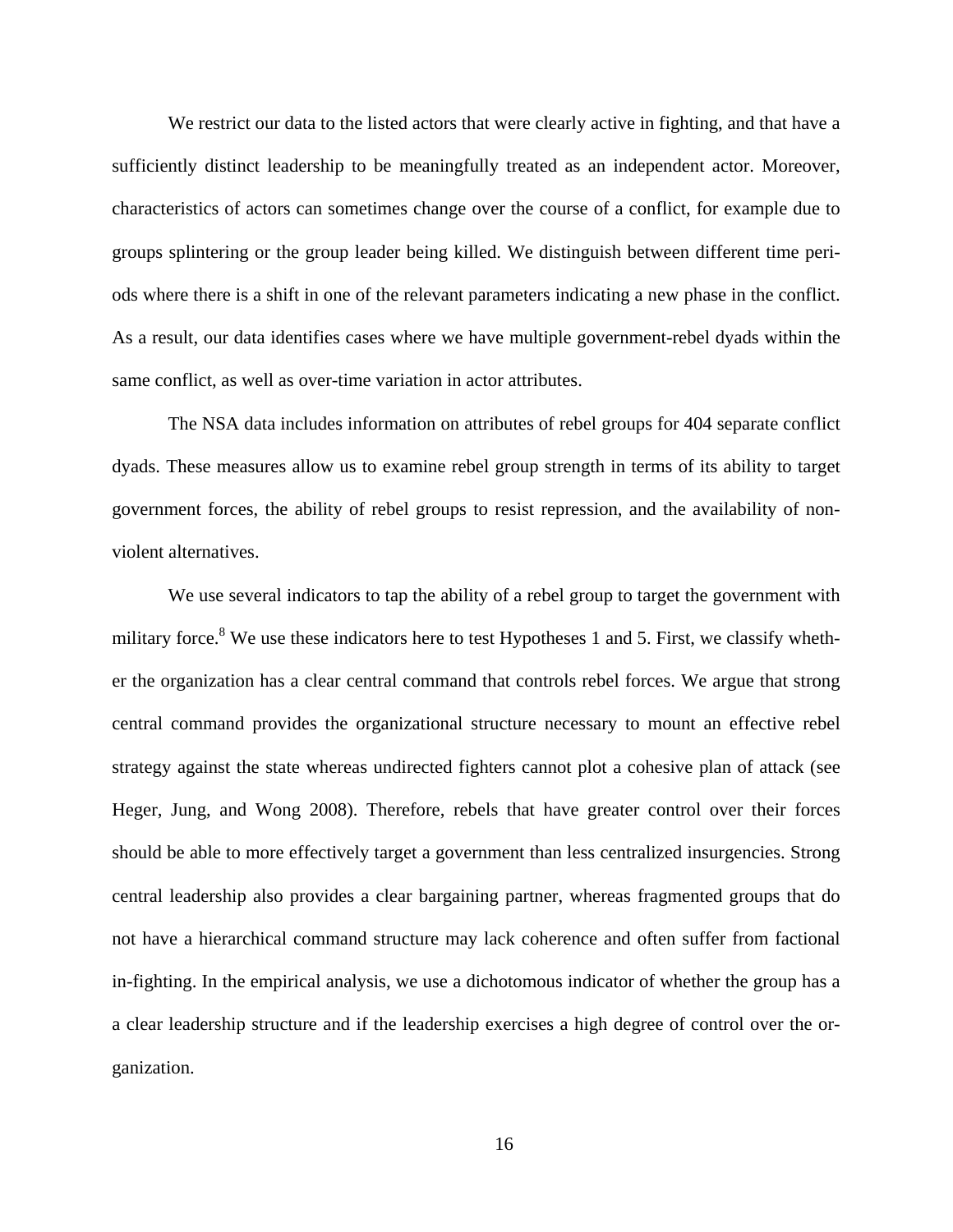We restrict our data to the listed actors that were clearly active in fighting, and that have a sufficiently distinct leadership to be meaningfully treated as an independent actor. Moreover, characteristics of actors can sometimes change over the course of a conflict, for example due to groups splintering or the group leader being killed. We distinguish between different time periods where there is a shift in one of the relevant parameters indicating a new phase in the conflict. As a result, our data identifies cases where we have multiple government-rebel dyads within the same conflict, as well as over-time variation in actor attributes.

The NSA data includes information on attributes of rebel groups for 404 separate conflict dyads. These measures allow us to examine rebel group strength in terms of its ability to target government forces, the ability of rebel groups to resist repression, and the availability of non-violent alternatives.

We use several indicators to tap the ability of a rebel group to target the government with military force.[8] We use these indicators here to test Hypotheses 1 and 5. First, we classify whether the organization has a clear central command that controls rebel forces. We argue that strong central command provides the organizational structure necessary to mount an effective rebel strategy against the state whereas undirected fighters cannot plot a cohesive plan of attack (see Heger, Jung, and Wong 2008). Therefore, rebels that have greater control over their forces should be able to more effectively target a government than less centralized insurgencies. Strong central leadership also provides a clear bargaining partner, whereas fragmented groups that do not have a hierarchical command structure may lack coherence and often suffer from factional in-fighting. In the empirical analysis, we use a dichotomous indicator of whether the group has a a clear leadership structure and if the leadership exercises a high degree of control over the organization.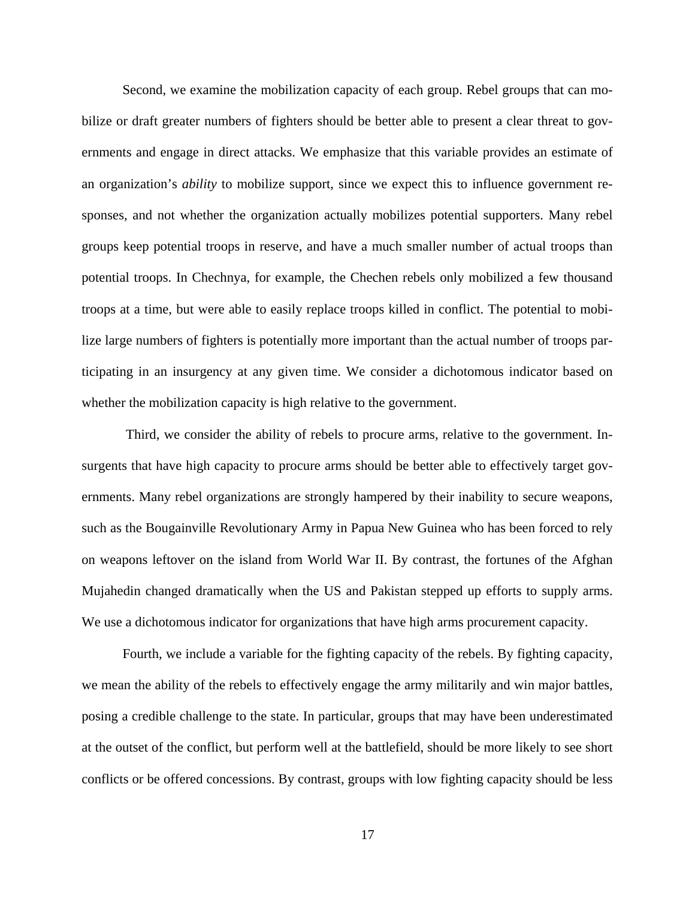Second, we examine the mobilization capacity of each group. Rebel groups that can mobilize or draft greater numbers of fighters should be better able to present a clear threat to governments and engage in direct attacks. We emphasize that this variable provides an estimate of an organization's *ability* to mobilize support, since we expect this to influence government responses, and not whether the organization actually mobilizes potential supporters. Many rebel groups keep potential troops in reserve, and have a much smaller number of actual troops than potential troops. In Chechnya, for example, the Chechen rebels only mobilized a few thousand troops at a time, but were able to easily replace troops killed in conflict. The potential to mobilize large numbers of fighters is potentially more important than the actual number of troops participating in an insurgency at any given time. We consider a dichotomous indicator based on whether the mobilization capacity is high relative to the government.

Third, we consider the ability of rebels to procure arms, relative to the government. Insurgents that have high capacity to procure arms should be better able to effectively target governments. Many rebel organizations are strongly hampered by their inability to secure weapons, such as the Bougainville Revolutionary Army in Papua New Guinea who has been forced to rely on weapons leftover on the island from World War II. By contrast, the fortunes of the Afghan Mujahedin changed dramatically when the US and Pakistan stepped up efforts to supply arms. We use a dichotomous indicator for organizations that have high arms procurement capacity.

Fourth, we include a variable for the fighting capacity of the rebels. By fighting capacity, we mean the ability of the rebels to effectively engage the army militarily and win major battles, posing a credible challenge to the state. In particular, groups that may have been underestimated at the outset of the conflict, but perform well at the battlefield, should be more likely to see short conflicts or be offered concessions. By contrast, groups with low fighting capacity should be less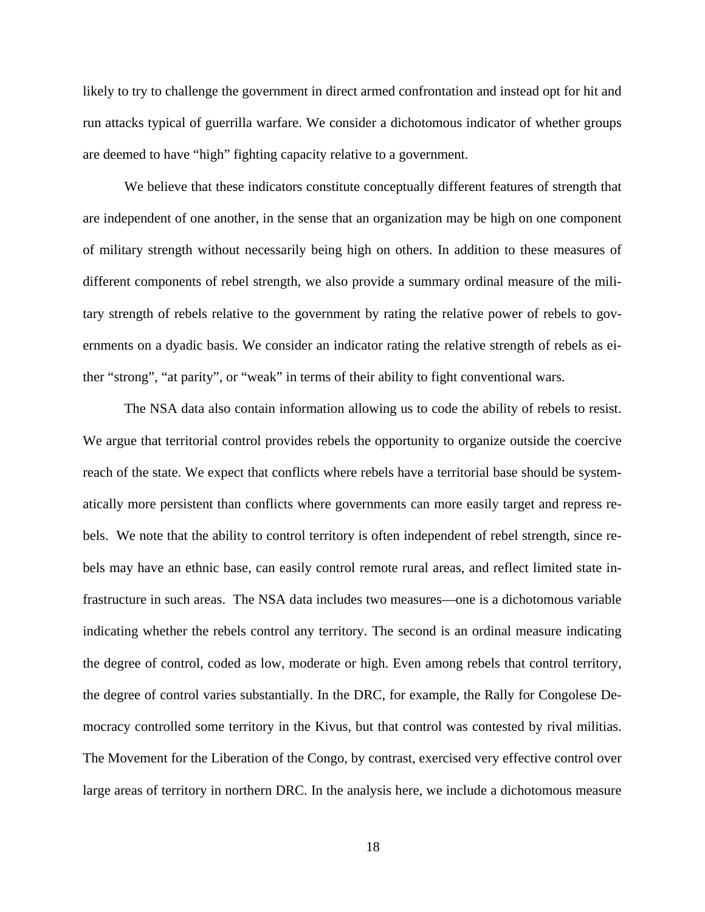likely to try to challenge the government in direct armed confrontation and instead opt for hit and run attacks typical of guerrilla warfare. We consider a dichotomous indicator of whether groups are deemed to have "high" fighting capacity relative to a government.

We believe that these indicators constitute conceptually different features of strength that are independent of one another, in the sense that an organization may be high on one component of military strength without necessarily being high on others. In addition to these measures of different components of rebel strength, we also provide a summary ordinal measure of the military strength of rebels relative to the government by rating the relative power of rebels to governments on a dyadic basis. We consider an indicator rating the relative strength of rebels as either "strong", "at parity", or "weak" in terms of their ability to fight conventional wars.

The NSA data also contain information allowing us to code the ability of rebels to resist. We argue that territorial control provides rebels the opportunity to organize outside the coercive reach of the state. We expect that conflicts where rebels have a territorial base should be systematically more persistent than conflicts where governments can more easily target and repress rebels. We note that the ability to control territory is often independent of rebel strength, since rebels may have an ethnic base, can easily control remote rural areas, and reflect limited state infrastructure in such areas. The NSA data includes two measures—one is a dichotomous variable indicating whether the rebels control any territory. The second is an ordinal measure indicating the degree of control, coded as low, moderate or high. Even among rebels that control territory, the degree of control varies substantially. In the DRC, for example, the Rally for Congolese Democracy controlled some territory in the Kivus, but that control was contested by rival militias. The Movement for the Liberation of the Congo, by contrast, exercised very effective control over large areas of territory in northern DRC. In the analysis here, we include a dichotomous measure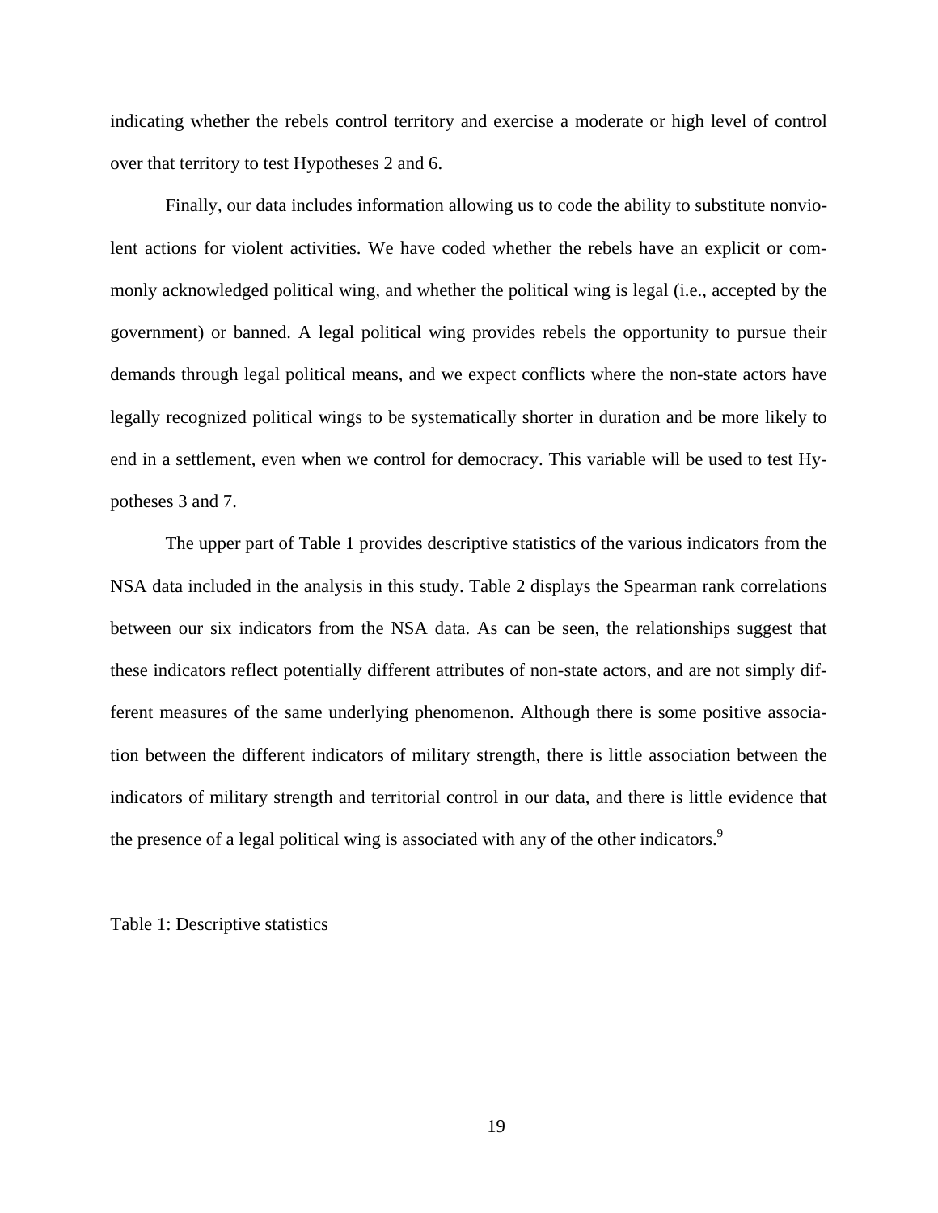indicating whether the rebels control territory and exercise a moderate or high level of control over that territory to test Hypotheses 2 and 6.

Finally, our data includes information allowing us to code the ability to substitute nonviolent actions for violent activities. We have coded whether the rebels have an explicit or commonly acknowledged political wing, and whether the political wing is legal (i.e., accepted by the government) or banned. A legal political wing provides rebels the opportunity to pursue their demands through legal political means, and we expect conflicts where the non-state actors have legally recognized political wings to be systematically shorter in duration and be more likely to end in a settlement, even when we control for democracy. This variable will be used to test Hypotheses 3 and 7.

The upper part of Table 1 provides descriptive statistics of the various indicators from the NSA data included in the analysis in this study. Table 2 displays the Spearman rank correlations between our six indicators from the NSA data. As can be seen, the relationships suggest that these indicators reflect potentially different attributes of non-state actors, and are not simply different measures of the same underlying phenomenon. Although there is some positive association between the different indicators of military strength, there is little association between the indicators of military strength and territorial control in our data, and there is little evidence that the presence of a legal political wing is associated with any of the other indicators.[9]

Table 1: Descriptive statistics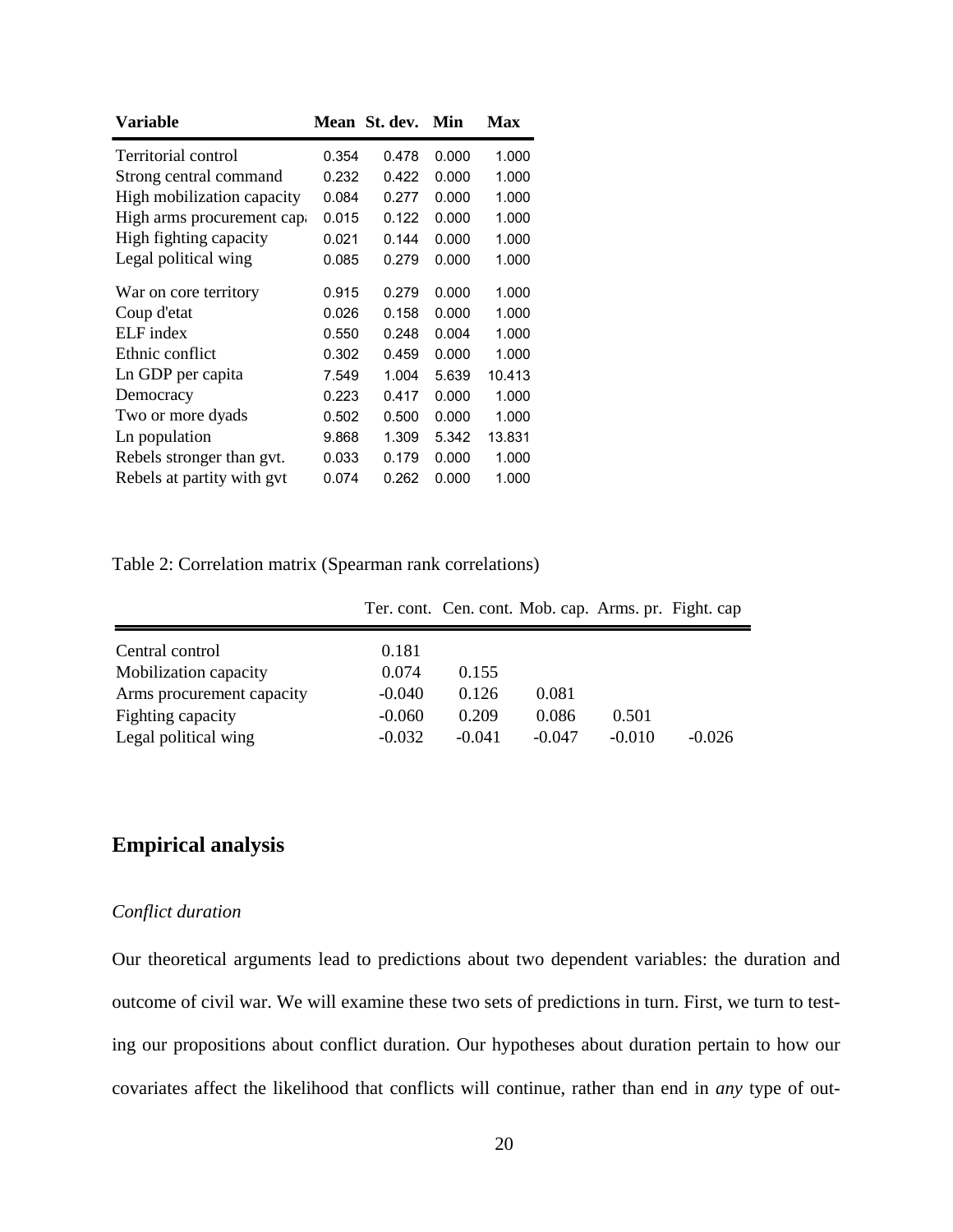| Variable | Mean | St. dev. | Min | Max |
|---|---|---|---|---|
| Territorial control | 0.354 | 0.478 | 0.000 | 1.000 |
| Strong central command | 0.232 | 0.422 | 0.000 | 1.000 |
| High mobilization capacity | 0.084 | 0.277 | 0.000 | 1.000 |
| High arms procurement capa | 0.015 | 0.122 | 0.000 | 1.000 |
| High fighting capacity | 0.021 | 0.144 | 0.000 | 1.000 |
| Legal political wing | 0.085 | 0.279 | 0.000 | 1.000 |
| War on core territory | 0.915 | 0.279 | 0.000 | 1.000 |
| Coup d'etat | 0.026 | 0.158 | 0.000 | 1.000 |
| ELF index | 0.550 | 0.248 | 0.004 | 1.000 |
| Ethnic conflict | 0.302 | 0.459 | 0.000 | 1.000 |
| Ln GDP per capita | 7.549 | 1.004 | 5.639 | 10.413 |
| Democracy | 0.223 | 0.417 | 0.000 | 1.000 |
| Two or more dyads | 0.502 | 0.500 | 0.000 | 1.000 |
| Ln population | 9.868 | 1.309 | 5.342 | 13.831 |
| Rebels stronger than gvt. | 0.033 | 0.179 | 0.000 | 1.000 |
| Rebels at partity with gvt | 0.074 | 0.262 | 0.000 | 1.000 |

Table 2: Correlation matrix (Spearman rank correlations)

| | Ter. cont. | Cen. cont. | Mob. cap. | Arms. pr. | Fight. cap |
|---|---|---|---|---|---|
| Central control | 0.181 | | | | |
| Mobilization capacity | 0.074 | 0.155 | | | |
| Arms procurement capacity | -0.040 | 0.126 | 0.081 | | |
| Fighting capacity | -0.060 | 0.209 | 0.086 | 0.501 | |
| Legal political wing | -0.032 | -0.041 | -0.047 | -0.010 | -0.026 |

## Empirical analysis

### *Conflict duration*

Our theoretical arguments lead to predictions about two dependent variables: the duration and outcome of civil war. We will examine these two sets of predictions in turn. First, we turn to testing our propositions about conflict duration. Our hypotheses about duration pertain to how our covariates affect the likelihood that conflicts will continue, rather than end in *any* type of out-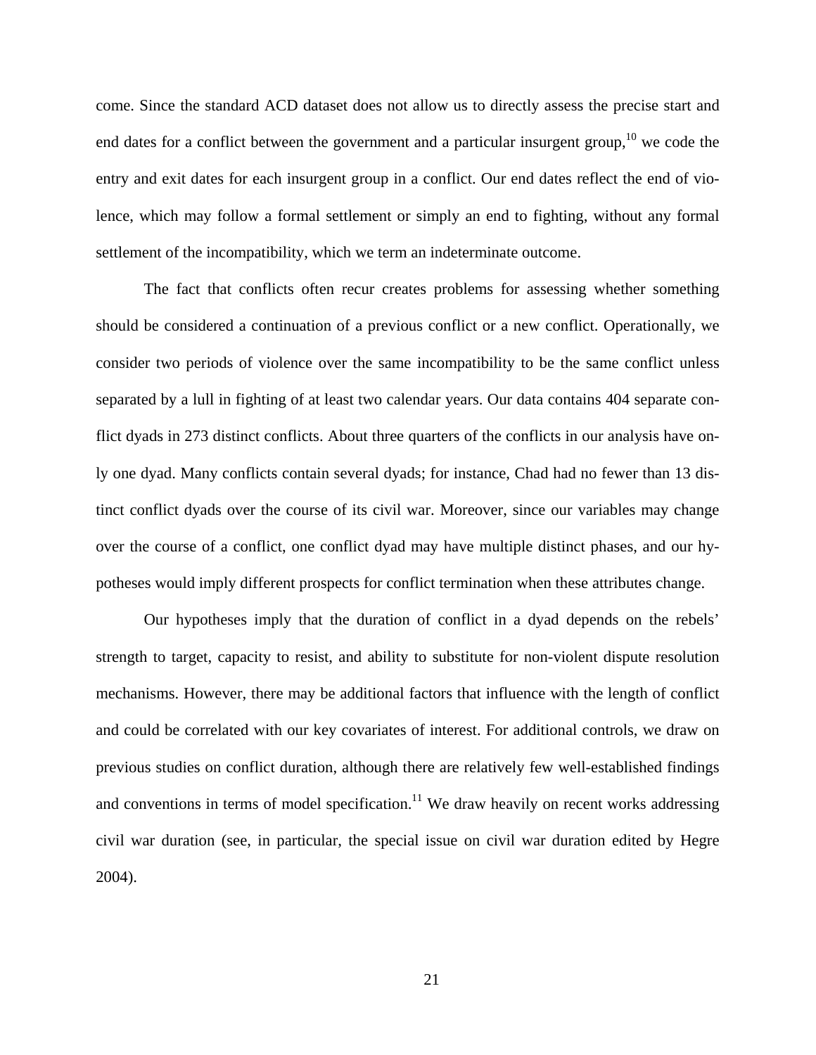come. Since the standard ACD dataset does not allow us to directly assess the precise start and end dates for a conflict between the government and a particular insurgent group,[10] we code the entry and exit dates for each insurgent group in a conflict. Our end dates reflect the end of violence, which may follow a formal settlement or simply an end to fighting, without any formal settlement of the incompatibility, which we term an indeterminate outcome.

The fact that conflicts often recur creates problems for assessing whether something should be considered a continuation of a previous conflict or a new conflict. Operationally, we consider two periods of violence over the same incompatibility to be the same conflict unless separated by a lull in fighting of at least two calendar years. Our data contains 404 separate conflict dyads in 273 distinct conflicts. About three quarters of the conflicts in our analysis have only one dyad. Many conflicts contain several dyads; for instance, Chad had no fewer than 13 distinct conflict dyads over the course of its civil war. Moreover, since our variables may change over the course of a conflict, one conflict dyad may have multiple distinct phases, and our hypotheses would imply different prospects for conflict termination when these attributes change.

Our hypotheses imply that the duration of conflict in a dyad depends on the rebels' strength to target, capacity to resist, and ability to substitute for non-violent dispute resolution mechanisms. However, there may be additional factors that influence with the length of conflict and could be correlated with our key covariates of interest. For additional controls, we draw on previous studies on conflict duration, although there are relatively few well-established findings and conventions in terms of model specification.[11] We draw heavily on recent works addressing civil war duration (see, in particular, the special issue on civil war duration edited by Hegre 2004).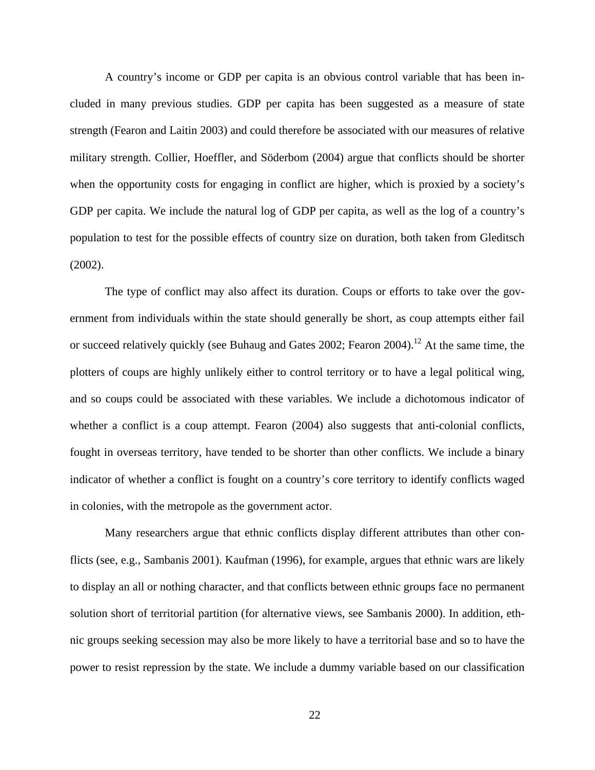A country's income or GDP per capita is an obvious control variable that has been included in many previous studies. GDP per capita has been suggested as a measure of state strength (Fearon and Laitin 2003) and could therefore be associated with our measures of relative military strength. Collier, Hoeffler, and Söderbom (2004) argue that conflicts should be shorter when the opportunity costs for engaging in conflict are higher, which is proxied by a society's GDP per capita. We include the natural log of GDP per capita, as well as the log of a country's population to test for the possible effects of country size on duration, both taken from Gleditsch (2002).

The type of conflict may also affect its duration. Coups or efforts to take over the government from individuals within the state should generally be short, as coup attempts either fail or succeed relatively quickly (see Buhaug and Gates 2002; Fearon 2004).[12] At the same time, the plotters of coups are highly unlikely either to control territory or to have a legal political wing, and so coups could be associated with these variables. We include a dichotomous indicator of whether a conflict is a coup attempt. Fearon (2004) also suggests that anti-colonial conflicts, fought in overseas territory, have tended to be shorter than other conflicts. We include a binary indicator of whether a conflict is fought on a country's core territory to identify conflicts waged in colonies, with the metropole as the government actor.

Many researchers argue that ethnic conflicts display different attributes than other conflicts (see, e.g., Sambanis 2001). Kaufman (1996), for example, argues that ethnic wars are likely to display an all or nothing character, and that conflicts between ethnic groups face no permanent solution short of territorial partition (for alternative views, see Sambanis 2000). In addition, ethnic groups seeking secession may also be more likely to have a territorial base and so to have the power to resist repression by the state. We include a dummy variable based on our classification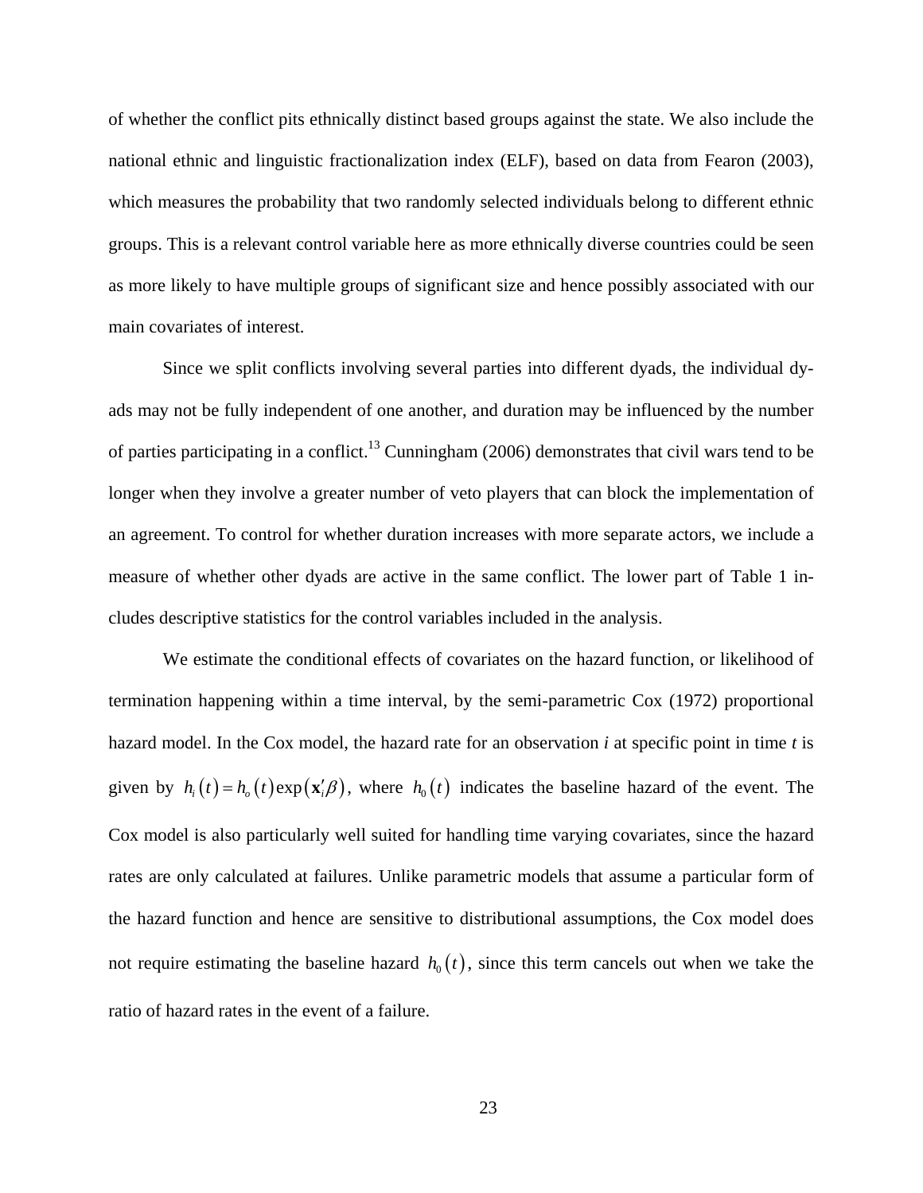of whether the conflict pits ethnically distinct based groups against the state. We also include the national ethnic and linguistic fractionalization index (ELF), based on data from Fearon (2003), which measures the probability that two randomly selected individuals belong to different ethnic groups. This is a relevant control variable here as more ethnically diverse countries could be seen as more likely to have multiple groups of significant size and hence possibly associated with our main covariates of interest.

Since we split conflicts involving several parties into different dyads, the individual dyads may not be fully independent of one another, and duration may be influenced by the number of parties participating in a conflict.[13] Cunningham (2006) demonstrates that civil wars tend to be longer when they involve a greater number of veto players that can block the implementation of an agreement. To control for whether duration increases with more separate actors, we include a measure of whether other dyads are active in the same conflict. The lower part of Table 1 includes descriptive statistics for the control variables included in the analysis.

We estimate the conditional effects of covariates on the hazard function, or likelihood of termination happening within a time interval, by the semi-parametric Cox (1972) proportional hazard model. In the Cox model, the hazard rate for an observation *i* at specific point in time *t* is given by $h_i(t) = h_o(t)\exp(\mathbf{x}_i'\beta)$, where $h_0(t)$ indicates the baseline hazard of the event. The Cox model is also particularly well suited for handling time varying covariates, since the hazard rates are only calculated at failures. Unlike parametric models that assume a particular form of the hazard function and hence are sensitive to distributional assumptions, the Cox model does not require estimating the baseline hazard $h_0(t)$, since this term cancels out when we take the ratio of hazard rates in the event of a failure.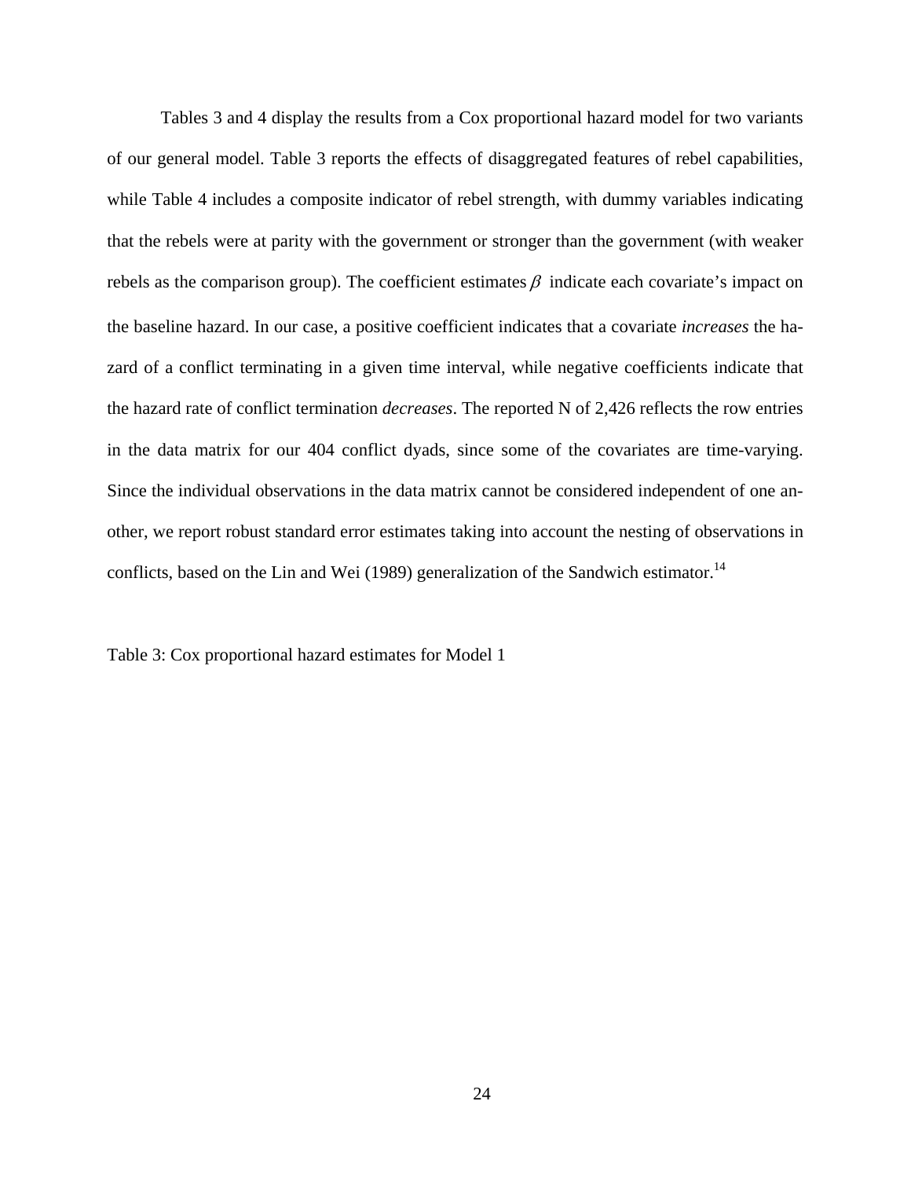Tables 3 and 4 display the results from a Cox proportional hazard model for two variants of our general model. Table 3 reports the effects of disaggregated features of rebel capabilities, while Table 4 includes a composite indicator of rebel strength, with dummy variables indicating that the rebels were at parity with the government or stronger than the government (with weaker rebels as the comparison group). The coefficient estimates $\beta$ indicate each covariate's impact on the baseline hazard. In our case, a positive coefficient indicates that a covariate *increases* the hazard of a conflict terminating in a given time interval, while negative coefficients indicate that the hazard rate of conflict termination *decreases*. The reported N of 2,426 reflects the row entries in the data matrix for our 404 conflict dyads, since some of the covariates are time-varying. Since the individual observations in the data matrix cannot be considered independent of one another, we report robust standard error estimates taking into account the nesting of observations in conflicts, based on the Lin and Wei (1989) generalization of the Sandwich estimator.[14]

Table 3: Cox proportional hazard estimates for Model 1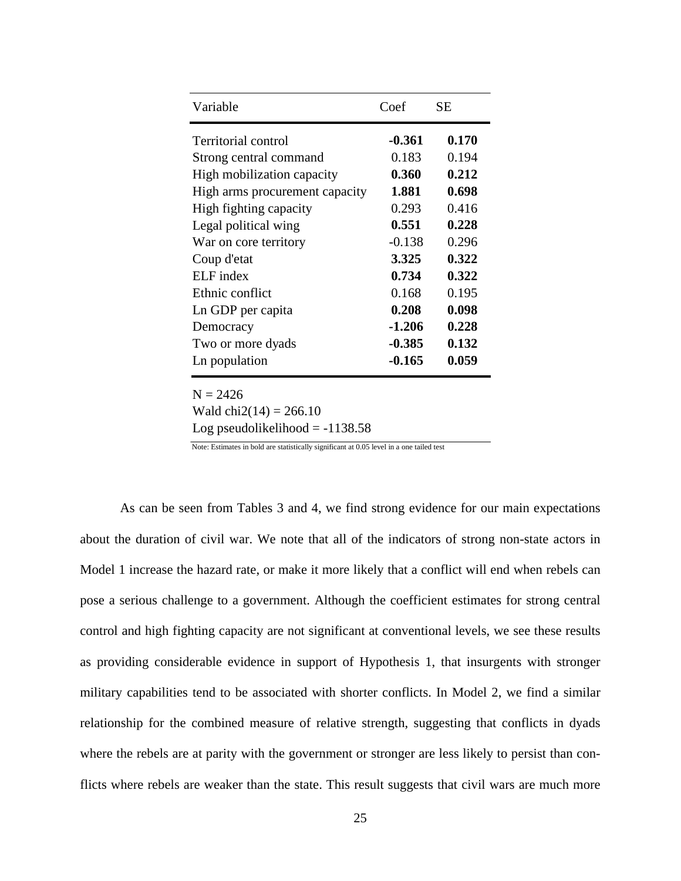| Variable | Coef | SE |
|---|---|---|
| Territorial control | **-0.361** | **0.170** |
| Strong central command | 0.183 | 0.194 |
| High mobilization capacity | **0.360** | **0.212** |
| High arms procurement capacity | **1.881** | **0.698** |
| High fighting capacity | 0.293 | 0.416 |
| Legal political wing | **0.551** | **0.228** |
| War on core territory | -0.138 | 0.296 |
| Coup d'etat | **3.325** | **0.322** |
| ELF index | **0.734** | **0.322** |
| Ethnic conflict | 0.168 | 0.195 |
| Ln GDP per capita | **0.208** | **0.098** |
| Democracy | **-1.206** | **0.228** |
| Two or more dyads | **-0.385** | **0.132** |
| Ln population | **-0.165** | **0.059** |

N = 2426
Wald chi2(14) = 266.10
Log pseudolikelihood = -1138.58

Note: Estimates in bold are statistically significant at 0.05 level in a one tailed test

As can be seen from Tables 3 and 4, we find strong evidence for our main expectations about the duration of civil war. We note that all of the indicators of strong non-state actors in Model 1 increase the hazard rate, or make it more likely that a conflict will end when rebels can pose a serious challenge to a government. Although the coefficient estimates for strong central control and high fighting capacity are not significant at conventional levels, we see these results as providing considerable evidence in support of Hypothesis 1, that insurgents with stronger military capabilities tend to be associated with shorter conflicts. In Model 2, we find a similar relationship for the combined measure of relative strength, suggesting that conflicts in dyads where the rebels are at parity with the government or stronger are less likely to persist than conflicts where rebels are weaker than the state. This result suggests that civil wars are much more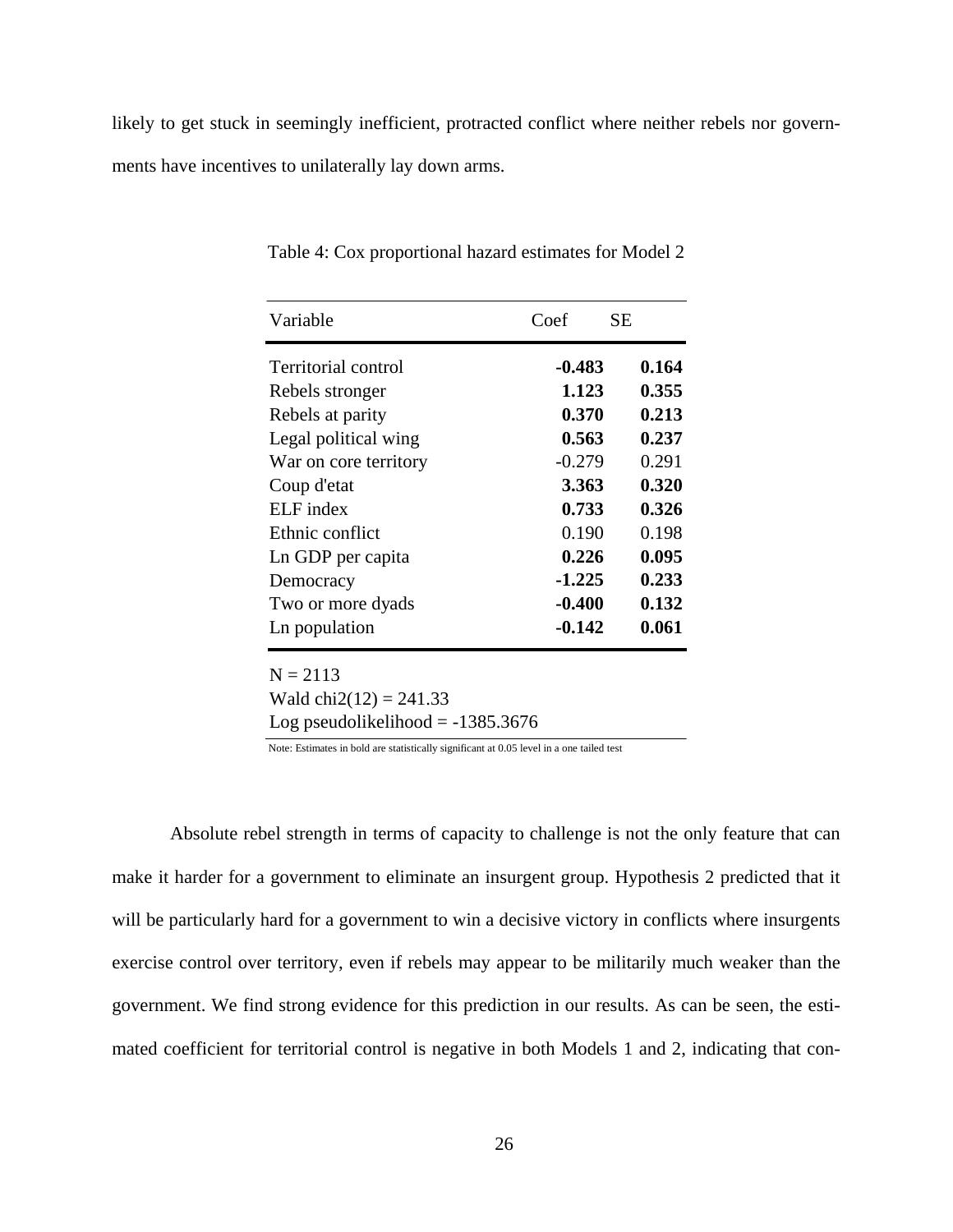likely to get stuck in seemingly inefficient, protracted conflict where neither rebels nor governments have incentives to unilaterally lay down arms.

Table 4: Cox proportional hazard estimates for Model 2

| Variable | Coef | SE |
|---|---|---|
| Territorial control | **-0.483** | **0.164** |
| Rebels stronger | **1.123** | **0.355** |
| Rebels at parity | **0.370** | **0.213** |
| Legal political wing | **0.563** | **0.237** |
| War on core territory | -0.279 | 0.291 |
| Coup d'etat | **3.363** | **0.320** |
| ELF index | **0.733** | **0.326** |
| Ethnic conflict | 0.190 | 0.198 |
| Ln GDP per capita | **0.226** | **0.095** |
| Democracy | **-1.225** | **0.233** |
| Two or more dyads | **-0.400** | **0.132** |
| Ln population | **-0.142** | **0.061** |

N = 2113
Wald chi2(12) = 241.33
Log pseudolikelihood = -1385.3676

Note: Estimates in bold are statistically significant at 0.05 level in a one tailed test

Absolute rebel strength in terms of capacity to challenge is not the only feature that can make it harder for a government to eliminate an insurgent group. Hypothesis 2 predicted that it will be particularly hard for a government to win a decisive victory in conflicts where insurgents exercise control over territory, even if rebels may appear to be militarily much weaker than the government. We find strong evidence for this prediction in our results. As can be seen, the estimated coefficient for territorial control is negative in both Models 1 and 2, indicating that con-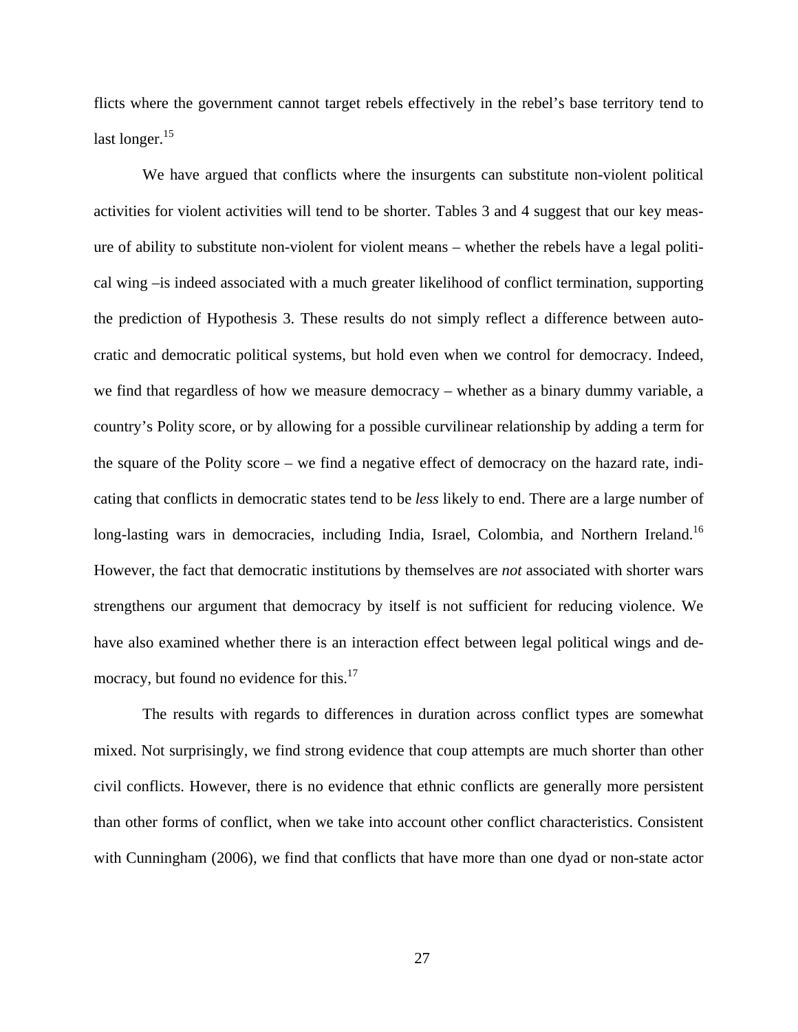flicts where the government cannot target rebels effectively in the rebel's base territory tend to last longer.[15]

We have argued that conflicts where the insurgents can substitute non-violent political activities for violent activities will tend to be shorter. Tables 3 and 4 suggest that our key measure of ability to substitute non-violent for violent means – whether the rebels have a legal political wing –is indeed associated with a much greater likelihood of conflict termination, supporting the prediction of Hypothesis 3. These results do not simply reflect a difference between autocratic and democratic political systems, but hold even when we control for democracy. Indeed, we find that regardless of how we measure democracy – whether as a binary dummy variable, a country's Polity score, or by allowing for a possible curvilinear relationship by adding a term for the square of the Polity score – we find a negative effect of democracy on the hazard rate, indicating that conflicts in democratic states tend to be *less* likely to end. There are a large number of long-lasting wars in democracies, including India, Israel, Colombia, and Northern Ireland.[16] However, the fact that democratic institutions by themselves are *not* associated with shorter wars strengthens our argument that democracy by itself is not sufficient for reducing violence. We have also examined whether there is an interaction effect between legal political wings and democracy, but found no evidence for this.[17]

The results with regards to differences in duration across conflict types are somewhat mixed. Not surprisingly, we find strong evidence that coup attempts are much shorter than other civil conflicts. However, there is no evidence that ethnic conflicts are generally more persistent than other forms of conflict, when we take into account other conflict characteristics. Consistent with Cunningham (2006), we find that conflicts that have more than one dyad or non-state actor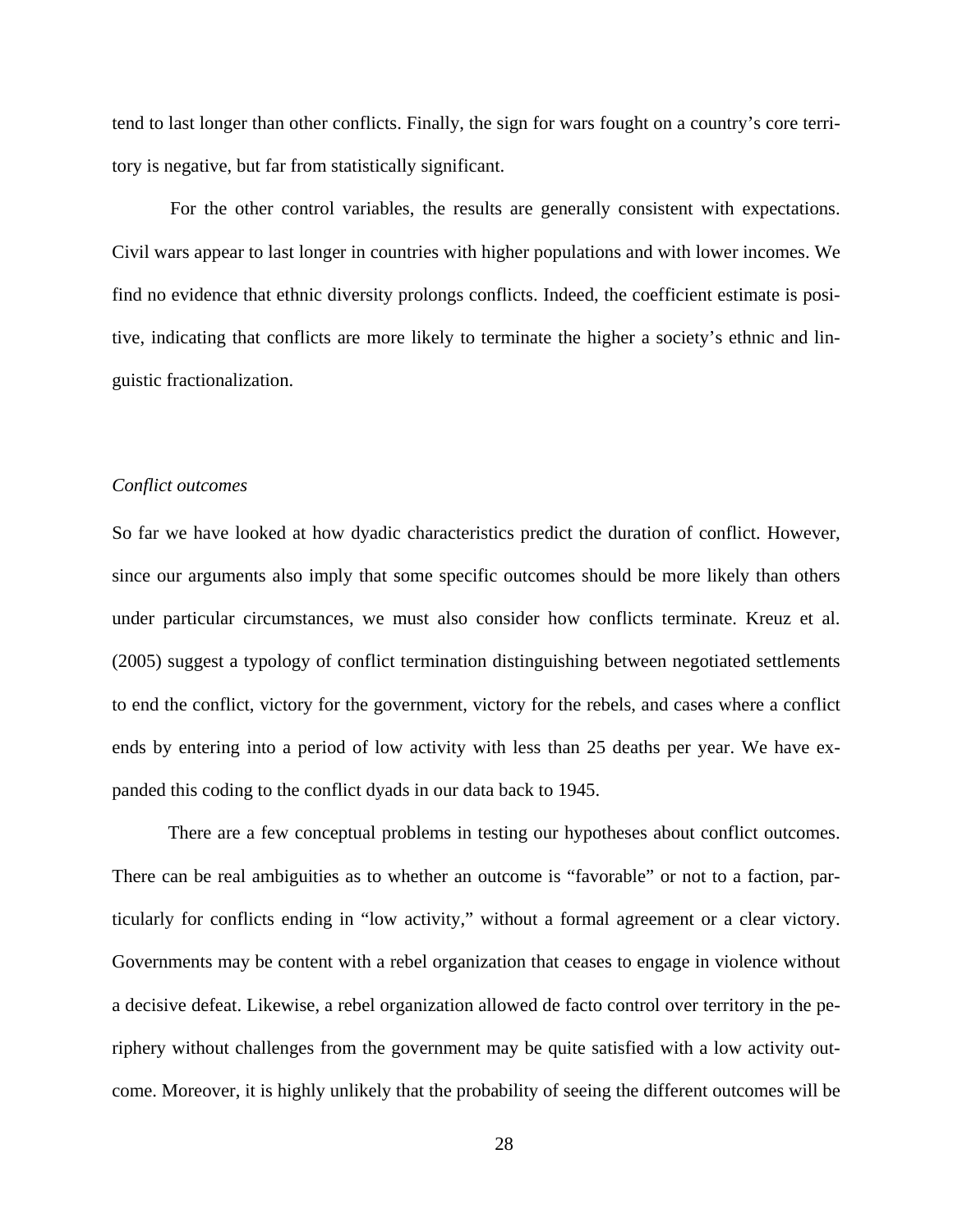tend to last longer than other conflicts. Finally, the sign for wars fought on a country's core territory is negative, but far from statistically significant.

For the other control variables, the results are generally consistent with expectations. Civil wars appear to last longer in countries with higher populations and with lower incomes. We find no evidence that ethnic diversity prolongs conflicts. Indeed, the coefficient estimate is positive, indicating that conflicts are more likely to terminate the higher a society's ethnic and linguistic fractionalization.

*Conflict outcomes*

So far we have looked at how dyadic characteristics predict the duration of conflict. However, since our arguments also imply that some specific outcomes should be more likely than others under particular circumstances, we must also consider how conflicts terminate. Kreuz et al. (2005) suggest a typology of conflict termination distinguishing between negotiated settlements to end the conflict, victory for the government, victory for the rebels, and cases where a conflict ends by entering into a period of low activity with less than 25 deaths per year. We have expanded this coding to the conflict dyads in our data back to 1945.

There are a few conceptual problems in testing our hypotheses about conflict outcomes. There can be real ambiguities as to whether an outcome is "favorable" or not to a faction, particularly for conflicts ending in "low activity," without a formal agreement or a clear victory. Governments may be content with a rebel organization that ceases to engage in violence without a decisive defeat. Likewise, a rebel organization allowed de facto control over territory in the periphery without challenges from the government may be quite satisfied with a low activity outcome. Moreover, it is highly unlikely that the probability of seeing the different outcomes will be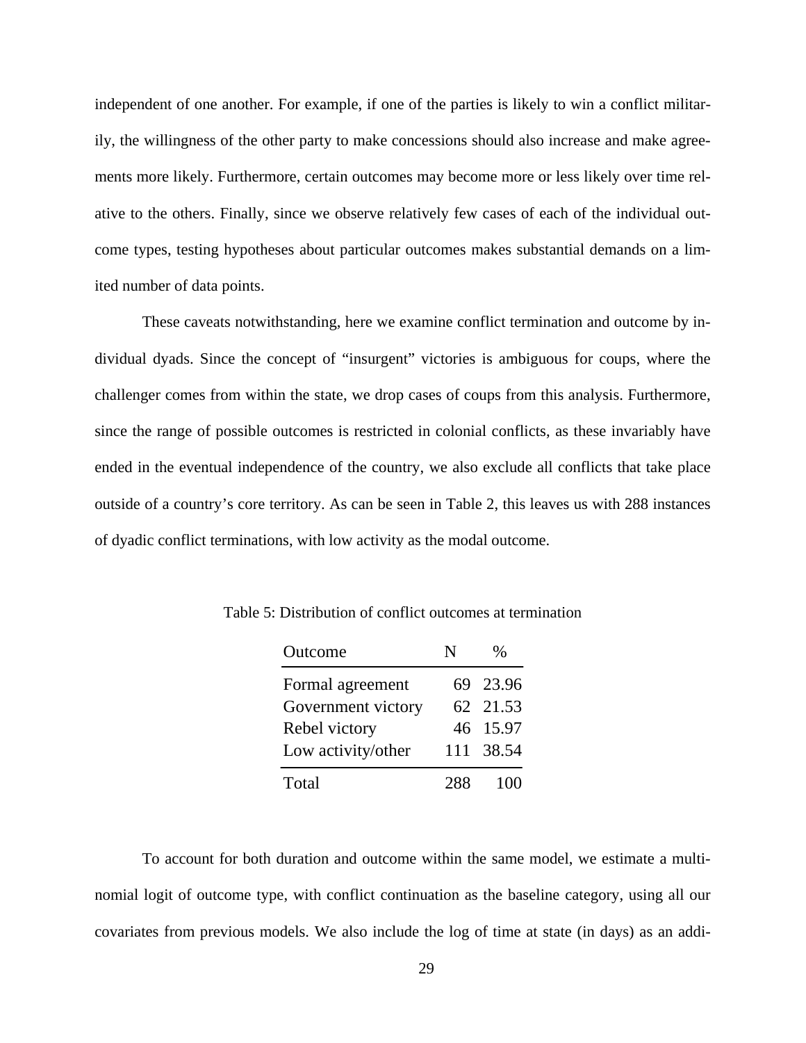independent of one another. For example, if one of the parties is likely to win a conflict militarily, the willingness of the other party to make concessions should also increase and make agreements more likely. Furthermore, certain outcomes may become more or less likely over time relative to the others. Finally, since we observe relatively few cases of each of the individual outcome types, testing hypotheses about particular outcomes makes substantial demands on a limited number of data points.

These caveats notwithstanding, here we examine conflict termination and outcome by individual dyads. Since the concept of "insurgent" victories is ambiguous for coups, where the challenger comes from within the state, we drop cases of coups from this analysis. Furthermore, since the range of possible outcomes is restricted in colonial conflicts, as these invariably have ended in the eventual independence of the country, we also exclude all conflicts that take place outside of a country's core territory. As can be seen in Table 2, this leaves us with 288 instances of dyadic conflict terminations, with low activity as the modal outcome.

Table 5: Distribution of conflict outcomes at termination

| Outcome | N | % |
|---|---|---|
| Formal agreement | 69 | 23.96 |
| Government victory | 62 | 21.53 |
| Rebel victory | 46 | 15.97 |
| Low activity/other | 111 | 38.54 |
| Total | 288 | 100 |

To account for both duration and outcome within the same model, we estimate a multinomial logit of outcome type, with conflict continuation as the baseline category, using all our covariates from previous models. We also include the log of time at state (in days) as an addi-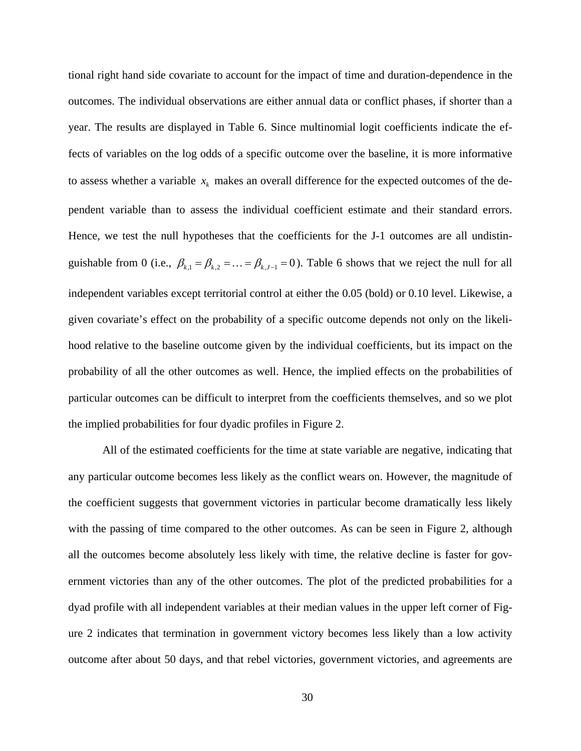tional right hand side covariate to account for the impact of time and duration-dependence in the outcomes. The individual observations are either annual data or conflict phases, if shorter than a year. The results are displayed in Table 6. Since multinomial logit coefficients indicate the effects of variables on the log odds of a specific outcome over the baseline, it is more informative to assess whether a variable $x_k$ makes an overall difference for the expected outcomes of the dependent variable than to assess the individual coefficient estimate and their standard errors. Hence, we test the null hypotheses that the coefficients for the J-1 outcomes are all undistinguishable from 0 (i.e., $\beta_{k,1} = \beta_{k,2} = \ldots = \beta_{k,J-1} = 0$). Table 6 shows that we reject the null for all independent variables except territorial control at either the 0.05 (bold) or 0.10 level. Likewise, a given covariate's effect on the probability of a specific outcome depends not only on the likelihood relative to the baseline outcome given by the individual coefficients, but its impact on the probability of all the other outcomes as well. Hence, the implied effects on the probabilities of particular outcomes can be difficult to interpret from the coefficients themselves, and so we plot the implied probabilities for four dyadic profiles in Figure 2.

All of the estimated coefficients for the time at state variable are negative, indicating that any particular outcome becomes less likely as the conflict wears on. However, the magnitude of the coefficient suggests that government victories in particular become dramatically less likely with the passing of time compared to the other outcomes. As can be seen in Figure 2, although all the outcomes become absolutely less likely with time, the relative decline is faster for government victories than any of the other outcomes. The plot of the predicted probabilities for a dyad profile with all independent variables at their median values in the upper left corner of Figure 2 indicates that termination in government victory becomes less likely than a low activity outcome after about 50 days, and that rebel victories, government victories, and agreements are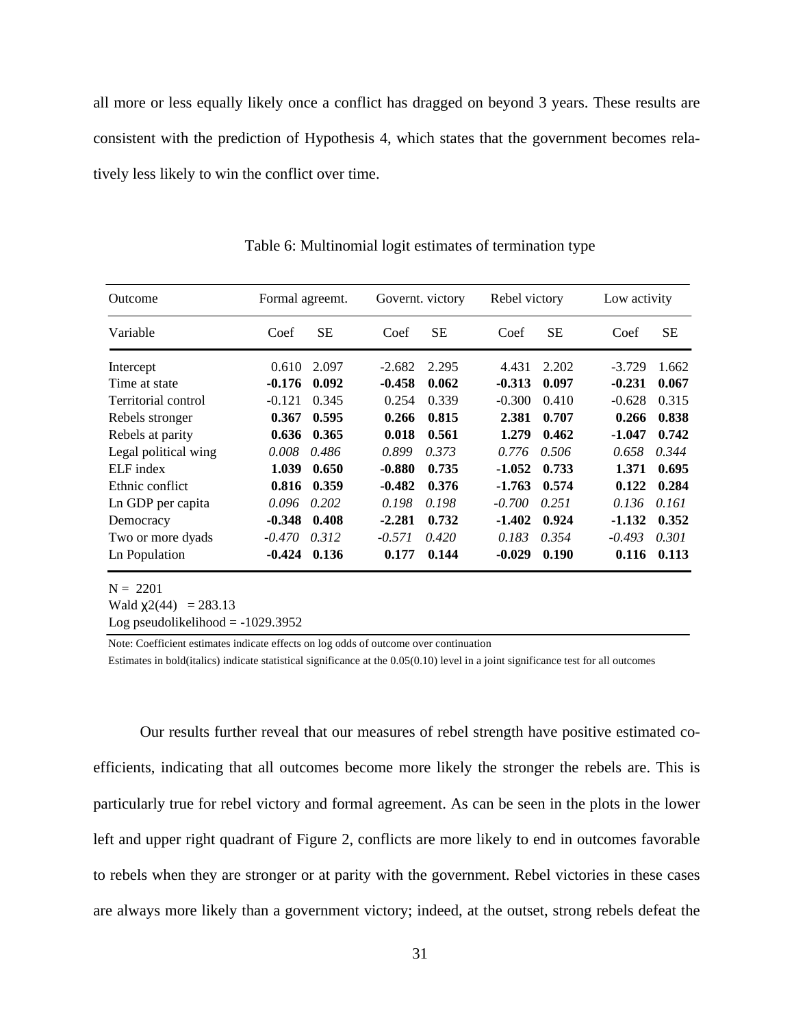all more or less equally likely once a conflict has dragged on beyond 3 years. These results are consistent with the prediction of Hypothesis 4, which states that the government becomes relatively less likely to win the conflict over time.

Table 6: Multinomial logit estimates of termination type

| Outcome | Formal agreemt. | | Governt. victory | | Rebel victory | | Low activity | |
|---|---|---|---|---|---|---|---|---|
| Variable | Coef | SE | Coef | SE | Coef | SE | Coef | SE |
| Intercept | 0.610 | 2.097 | -2.682 | 2.295 | 4.431 | 2.202 | -3.729 | 1.662 |
| Time at state | **-0.176** | **0.092** | **-0.458** | **0.062** | **-0.313** | **0.097** | **-0.231** | **0.067** |
| Territorial control | -0.121 | 0.345 | 0.254 | 0.339 | -0.300 | 0.410 | -0.628 | 0.315 |
| Rebels stronger | **0.367** | **0.595** | **0.266** | **0.815** | **2.381** | **0.707** | **0.266** | **0.838** |
| Rebels at parity | **0.636** | **0.365** | **0.018** | **0.561** | **1.279** | **0.462** | **-1.047** | **0.742** |
| Legal political wing | *0.008* | *0.486* | *0.899* | *0.373* | *0.776* | *0.506* | *0.658* | *0.344* |
| ELF index | **1.039** | **0.650** | **-0.880** | **0.735** | **-1.052** | **0.733** | **1.371** | **0.695** |
| Ethnic conflict | **0.816** | **0.359** | **-0.482** | **0.376** | **-1.763** | **0.574** | **0.122** | **0.284** |
| Ln GDP per capita | *0.096* | *0.202* | *0.198* | *0.198* | *-0.700* | *0.251* | *0.136* | *0.161* |
| Democracy | **-0.348** | **0.408** | **-2.281** | **0.732** | **-1.402** | **0.924** | **-1.132** | **0.352** |
| Two or more dyads | *-0.470* | *0.312* | *-0.571* | *0.420* | *0.183* | *0.354* | *-0.493* | *0.301* |
| Ln Population | **-0.424** | **0.136** | **0.177** | **0.144** | **-0.029** | **0.190** | **0.116** | **0.113** |

N = 2201
Wald $\chi2(44) = 283.13$
Log pseudolikelihood = -1029.3952

Note: Coefficient estimates indicate effects on log odds of outcome over continuation

Estimates in bold(italics) indicate statistical significance at the 0.05(0.10) level in a joint significance test for all outcomes

Our results further reveal that our measures of rebel strength have positive estimated coefficients, indicating that all outcomes become more likely the stronger the rebels are. This is particularly true for rebel victory and formal agreement. As can be seen in the plots in the lower left and upper right quadrant of Figure 2, conflicts are more likely to end in outcomes favorable to rebels when they are stronger or at parity with the government. Rebel victories in these cases are always more likely than a government victory; indeed, at the outset, strong rebels defeat the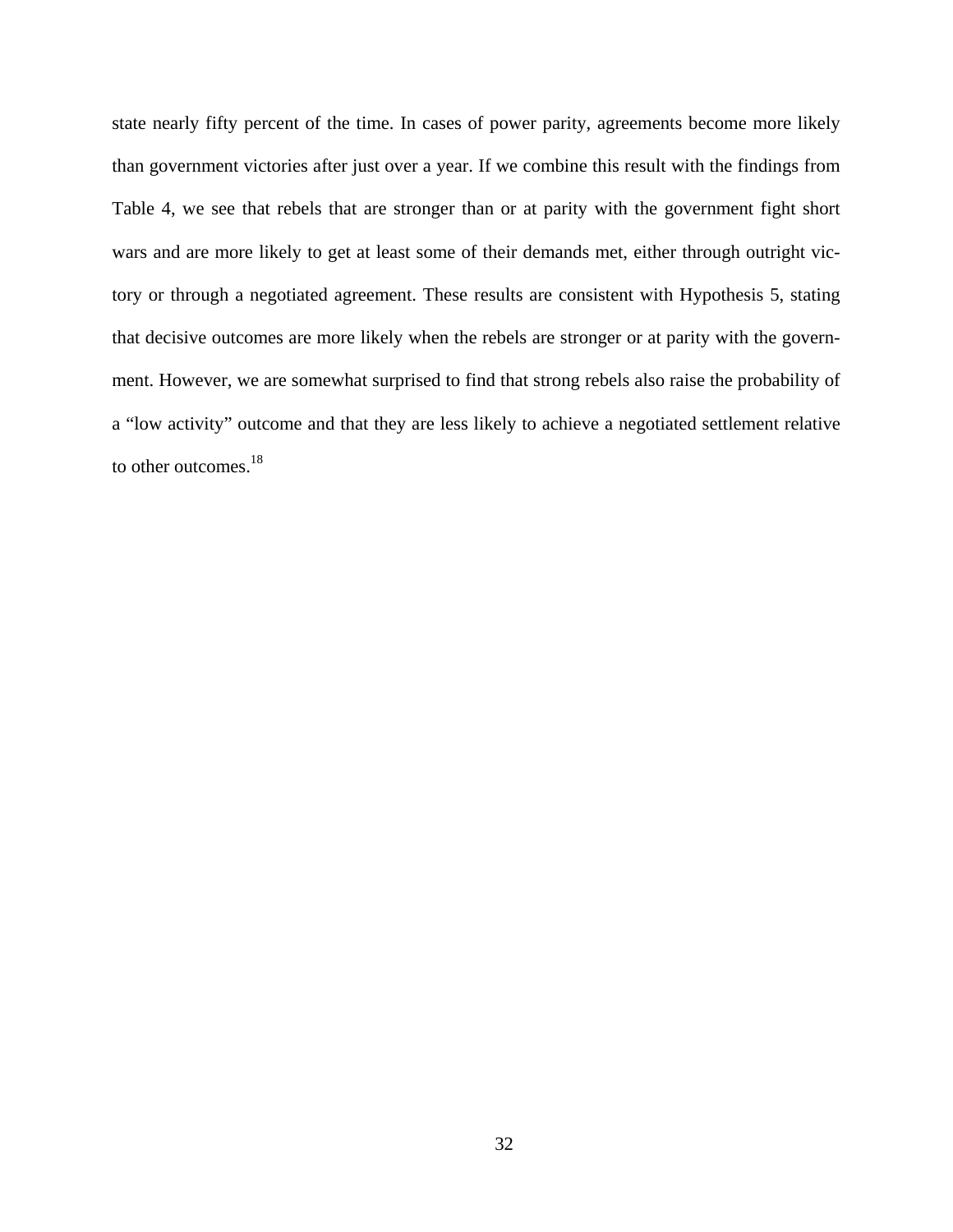state nearly fifty percent of the time. In cases of power parity, agreements become more likely than government victories after just over a year. If we combine this result with the findings from Table 4, we see that rebels that are stronger than or at parity with the government fight short wars and are more likely to get at least some of their demands met, either through outright victory or through a negotiated agreement. These results are consistent with Hypothesis 5, stating that decisive outcomes are more likely when the rebels are stronger or at parity with the government. However, we are somewhat surprised to find that strong rebels also raise the probability of a "low activity" outcome and that they are less likely to achieve a negotiated settlement relative to other outcomes.[18]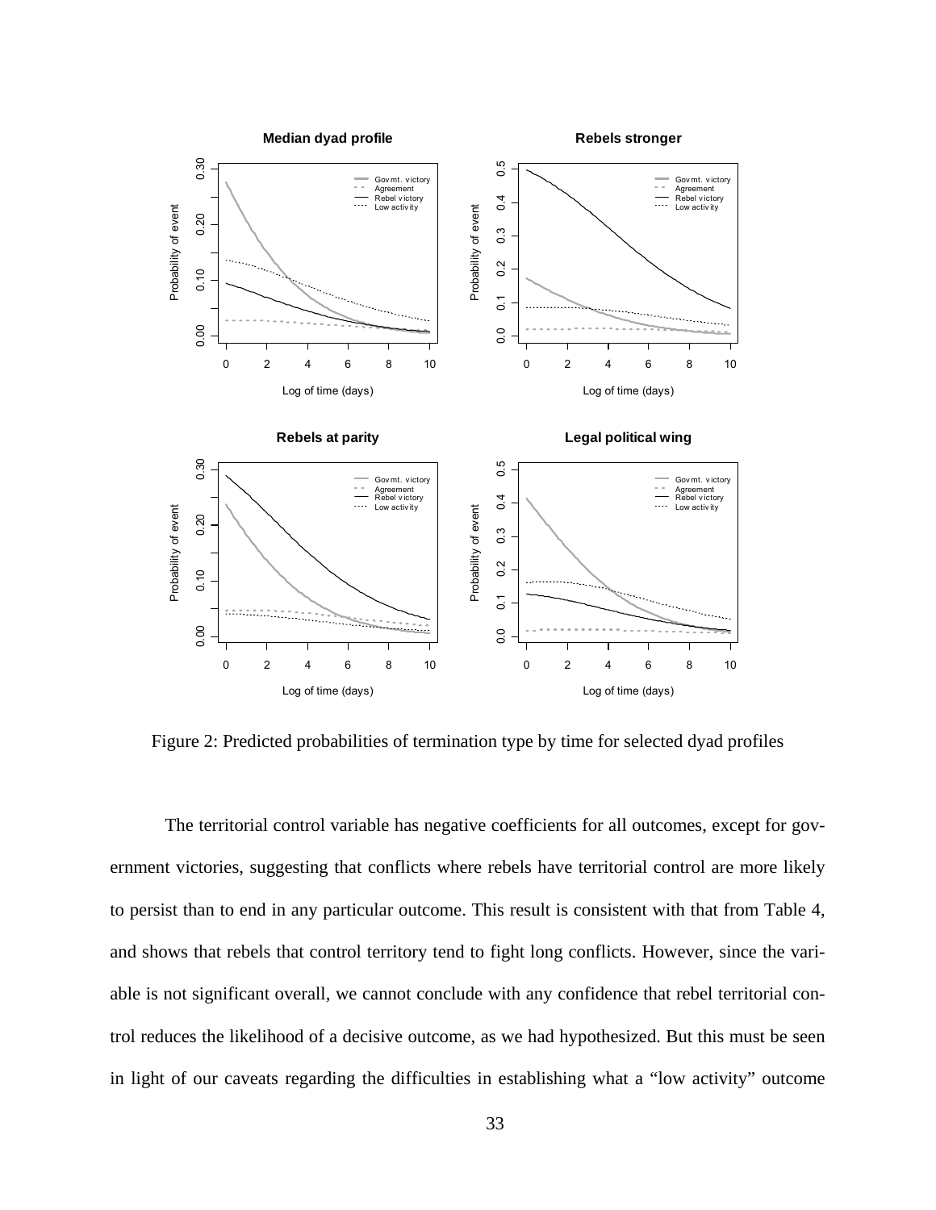Figure 2: Predicted probabilities of termination type by time for selected dyad profiles

The territorial control variable has negative coefficients for all outcomes, except for government victories, suggesting that conflicts where rebels have territorial control are more likely to persist than to end in any particular outcome. This result is consistent with that from Table 4, and shows that rebels that control territory tend to fight long conflicts. However, since the variable is not significant overall, we cannot conclude with any confidence that rebel territorial control reduces the likelihood of a decisive outcome, as we had hypothesized. But this must be seen in light of our caveats regarding the difficulties in establishing what a “low activity” outcome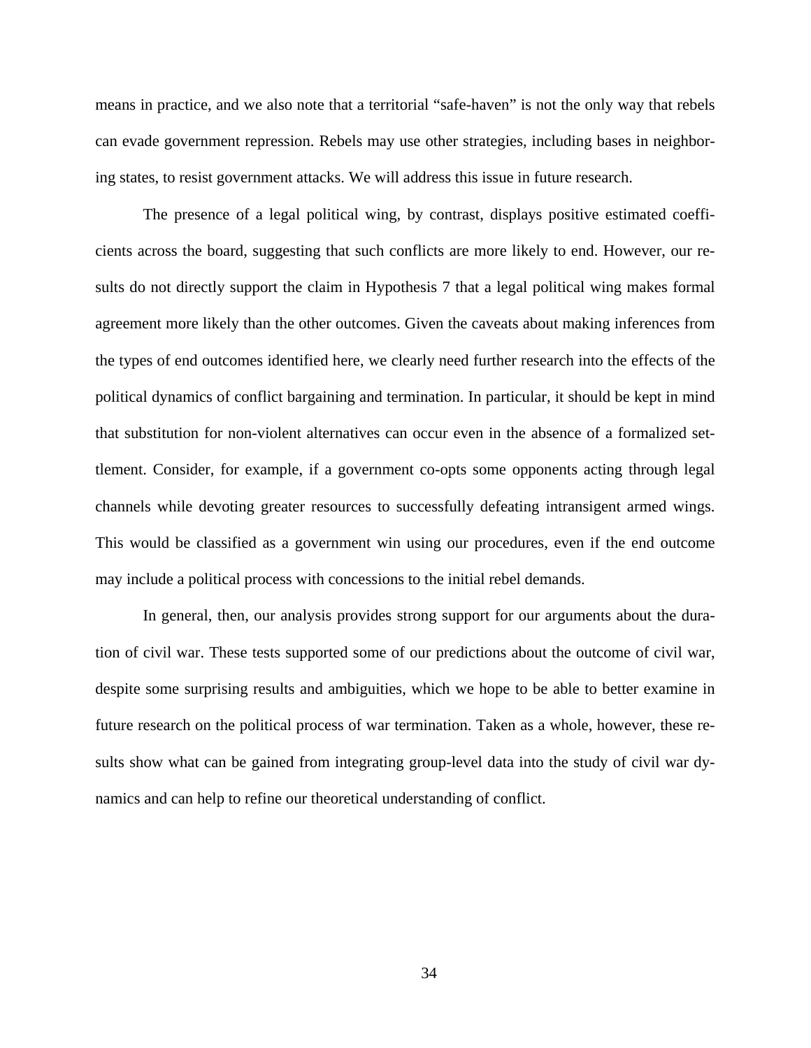means in practice, and we also note that a territorial "safe-haven" is not the only way that rebels can evade government repression. Rebels may use other strategies, including bases in neighboring states, to resist government attacks. We will address this issue in future research.

The presence of a legal political wing, by contrast, displays positive estimated coefficients across the board, suggesting that such conflicts are more likely to end. However, our results do not directly support the claim in Hypothesis 7 that a legal political wing makes formal agreement more likely than the other outcomes. Given the caveats about making inferences from the types of end outcomes identified here, we clearly need further research into the effects of the political dynamics of conflict bargaining and termination. In particular, it should be kept in mind that substitution for non-violent alternatives can occur even in the absence of a formalized settlement. Consider, for example, if a government co-opts some opponents acting through legal channels while devoting greater resources to successfully defeating intransigent armed wings. This would be classified as a government win using our procedures, even if the end outcome may include a political process with concessions to the initial rebel demands.

In general, then, our analysis provides strong support for our arguments about the duration of civil war. These tests supported some of our predictions about the outcome of civil war, despite some surprising results and ambiguities, which we hope to be able to better examine in future research on the political process of war termination. Taken as a whole, however, these results show what can be gained from integrating group-level data into the study of civil war dynamics and can help to refine our theoretical understanding of conflict.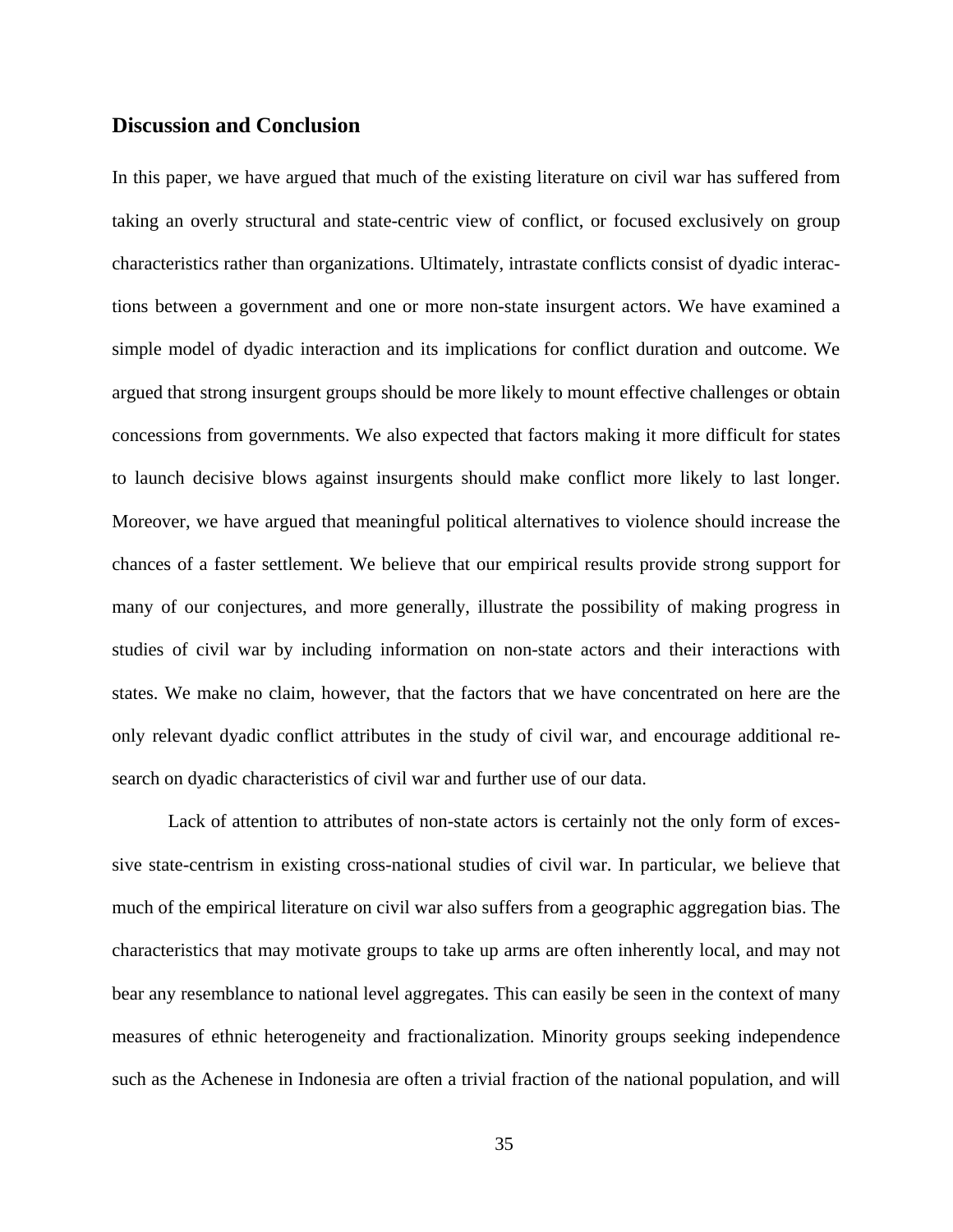## Discussion and Conclusion

In this paper, we have argued that much of the existing literature on civil war has suffered from taking an overly structural and state-centric view of conflict, or focused exclusively on group characteristics rather than organizations. Ultimately, intrastate conflicts consist of dyadic interactions between a government and one or more non-state insurgent actors. We have examined a simple model of dyadic interaction and its implications for conflict duration and outcome. We argued that strong insurgent groups should be more likely to mount effective challenges or obtain concessions from governments. We also expected that factors making it more difficult for states to launch decisive blows against insurgents should make conflict more likely to last longer. Moreover, we have argued that meaningful political alternatives to violence should increase the chances of a faster settlement. We believe that our empirical results provide strong support for many of our conjectures, and more generally, illustrate the possibility of making progress in studies of civil war by including information on non-state actors and their interactions with states. We make no claim, however, that the factors that we have concentrated on here are the only relevant dyadic conflict attributes in the study of civil war, and encourage additional research on dyadic characteristics of civil war and further use of our data.

Lack of attention to attributes of non-state actors is certainly not the only form of excessive state-centrism in existing cross-national studies of civil war. In particular, we believe that much of the empirical literature on civil war also suffers from a geographic aggregation bias. The characteristics that may motivate groups to take up arms are often inherently local, and may not bear any resemblance to national level aggregates. This can easily be seen in the context of many measures of ethnic heterogeneity and fractionalization. Minority groups seeking independence such as the Achenese in Indonesia are often a trivial fraction of the national population, and will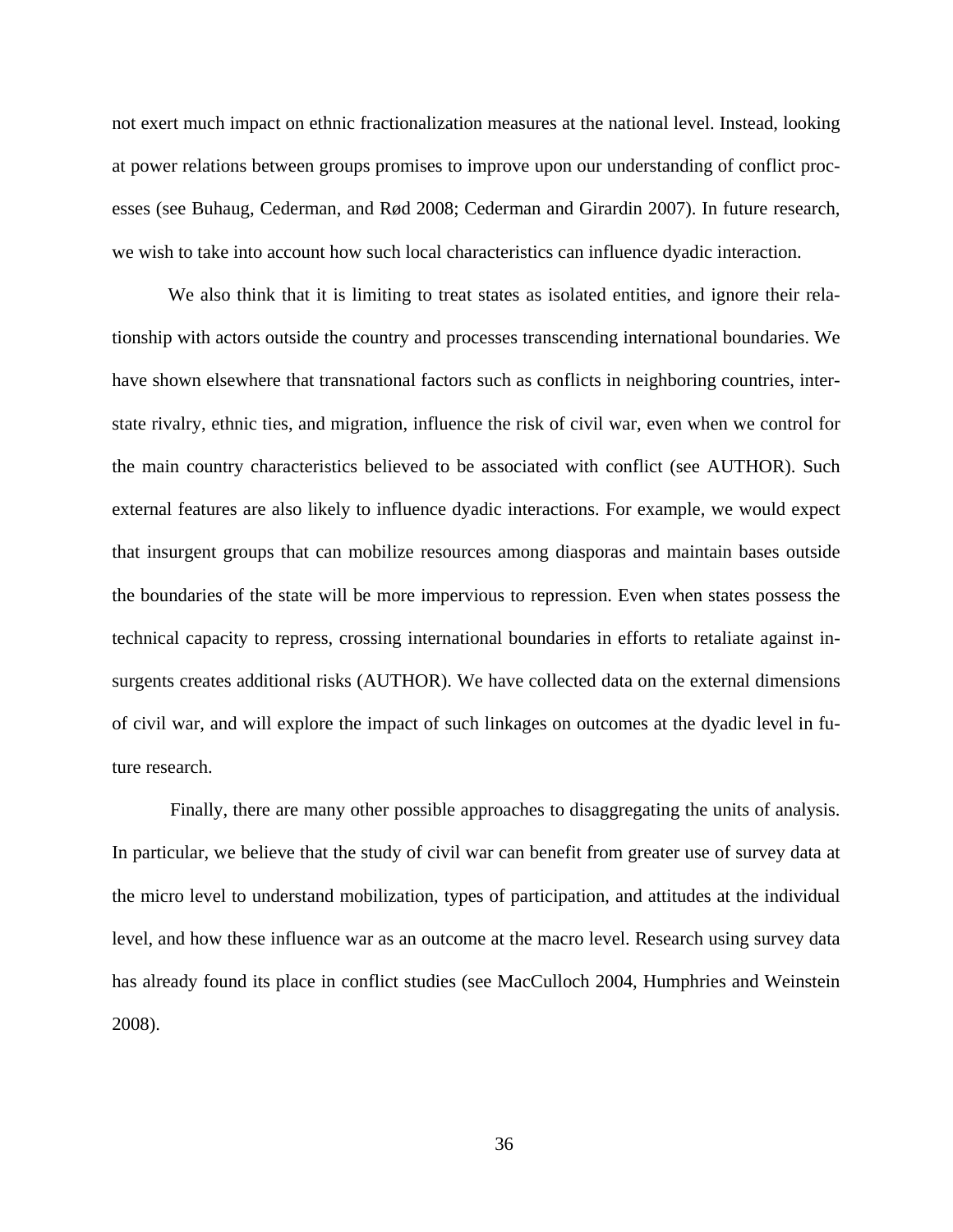not exert much impact on ethnic fractionalization measures at the national level. Instead, looking at power relations between groups promises to improve upon our understanding of conflict processes (see Buhaug, Cederman, and Rød 2008; Cederman and Girardin 2007). In future research, we wish to take into account how such local characteristics can influence dyadic interaction.

We also think that it is limiting to treat states as isolated entities, and ignore their relationship with actors outside the country and processes transcending international boundaries. We have shown elsewhere that transnational factors such as conflicts in neighboring countries, interstate rivalry, ethnic ties, and migration, influence the risk of civil war, even when we control for the main country characteristics believed to be associated with conflict (see AUTHOR). Such external features are also likely to influence dyadic interactions. For example, we would expect that insurgent groups that can mobilize resources among diasporas and maintain bases outside the boundaries of the state will be more impervious to repression. Even when states possess the technical capacity to repress, crossing international boundaries in efforts to retaliate against insurgents creates additional risks (AUTHOR). We have collected data on the external dimensions of civil war, and will explore the impact of such linkages on outcomes at the dyadic level in future research.

Finally, there are many other possible approaches to disaggregating the units of analysis. In particular, we believe that the study of civil war can benefit from greater use of survey data at the micro level to understand mobilization, types of participation, and attitudes at the individual level, and how these influence war as an outcome at the macro level. Research using survey data has already found its place in conflict studies (see MacCulloch 2004, Humphries and Weinstein 2008).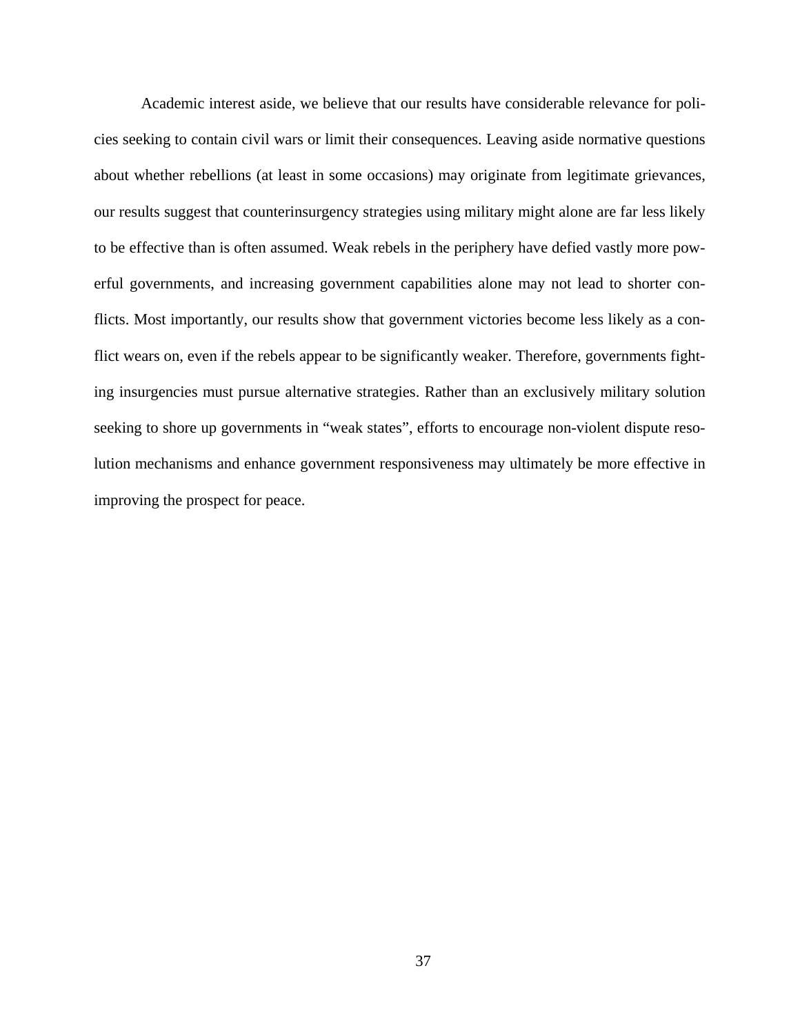Academic interest aside, we believe that our results have considerable relevance for policies seeking to contain civil wars or limit their consequences. Leaving aside normative questions about whether rebellions (at least in some occasions) may originate from legitimate grievances, our results suggest that counterinsurgency strategies using military might alone are far less likely to be effective than is often assumed. Weak rebels in the periphery have defied vastly more powerful governments, and increasing government capabilities alone may not lead to shorter conflicts. Most importantly, our results show that government victories become less likely as a conflict wears on, even if the rebels appear to be significantly weaker. Therefore, governments fighting insurgencies must pursue alternative strategies. Rather than an exclusively military solution seeking to shore up governments in "weak states", efforts to encourage non-violent dispute resolution mechanisms and enhance government responsiveness may ultimately be more effective in improving the prospect for peace.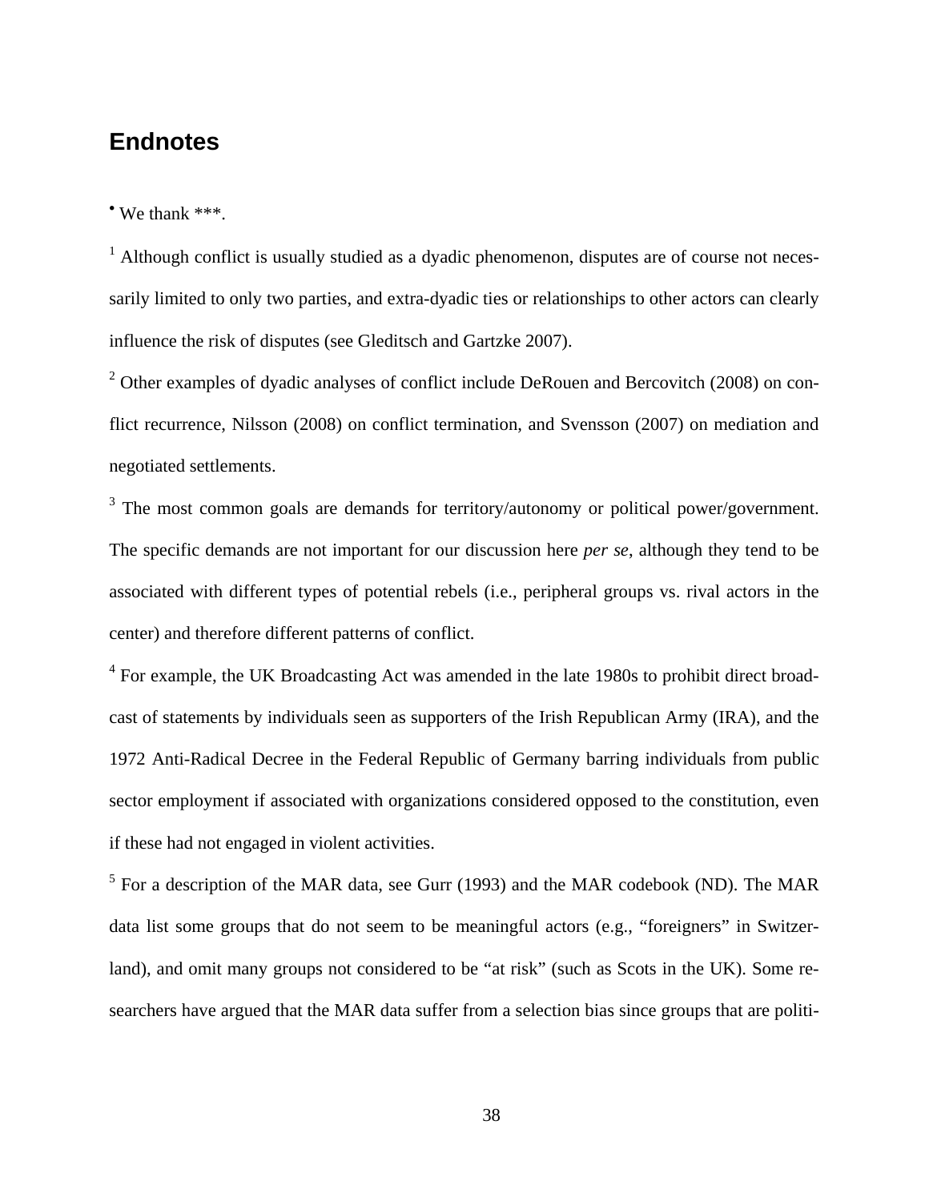## Endnotes

• We thank ***.

[1] Although conflict is usually studied as a dyadic phenomenon, disputes are of course not necessarily limited to only two parties, and extra-dyadic ties or relationships to other actors can clearly influence the risk of disputes (see Gleditsch and Gartzke 2007).

[2] Other examples of dyadic analyses of conflict include DeRouen and Bercovitch (2008) on conflict recurrence, Nilsson (2008) on conflict termination, and Svensson (2007) on mediation and negotiated settlements.

[3] The most common goals are demands for territory/autonomy or political power/government. The specific demands are not important for our discussion here *per se*, although they tend to be associated with different types of potential rebels (i.e., peripheral groups vs. rival actors in the center) and therefore different patterns of conflict.

[4] For example, the UK Broadcasting Act was amended in the late 1980s to prohibit direct broadcast of statements by individuals seen as supporters of the Irish Republican Army (IRA), and the 1972 Anti-Radical Decree in the Federal Republic of Germany barring individuals from public sector employment if associated with organizations considered opposed to the constitution, even if these had not engaged in violent activities.

[5] For a description of the MAR data, see Gurr (1993) and the MAR codebook (ND). The MAR data list some groups that do not seem to be meaningful actors (e.g., "foreigners" in Switzerland), and omit many groups not considered to be "at risk" (such as Scots in the UK). Some researchers have argued that the MAR data suffer from a selection bias since groups that are politi-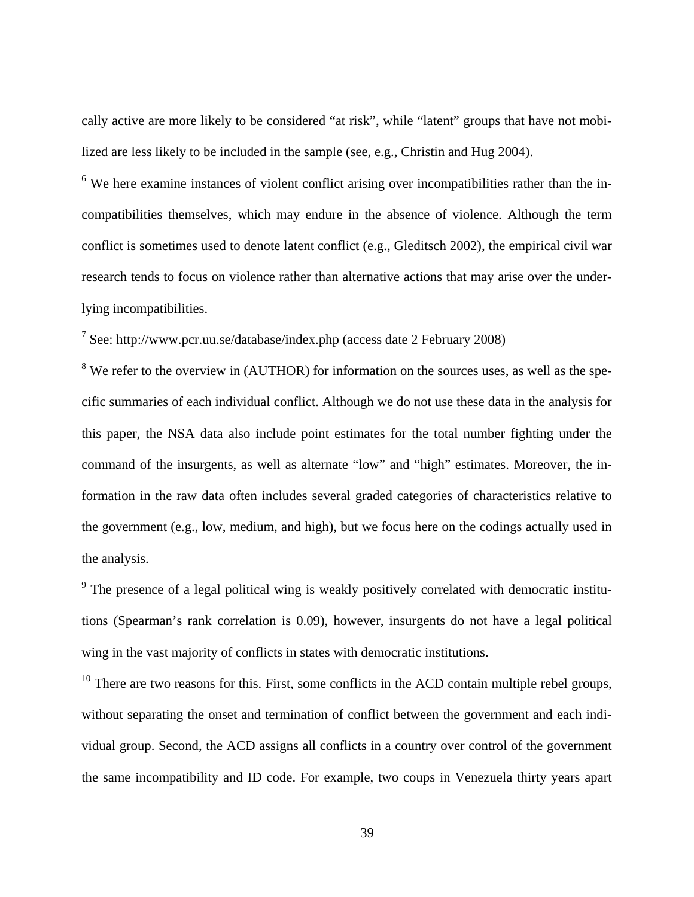cally active are more likely to be considered "at risk", while "latent" groups that have not mobilized are less likely to be included in the sample (see, e.g., Christin and Hug 2004).

[6] We here examine instances of violent conflict arising over incompatibilities rather than the incompatibilities themselves, which may endure in the absence of violence. Although the term conflict is sometimes used to denote latent conflict (e.g., Gleditsch 2002), the empirical civil war research tends to focus on violence rather than alternative actions that may arise over the underlying incompatibilities.

[7] See: http://www.pcr.uu.se/database/index.php (access date 2 February 2008)

[8] We refer to the overview in (AUTHOR) for information on the sources uses, as well as the specific summaries of each individual conflict. Although we do not use these data in the analysis for this paper, the NSA data also include point estimates for the total number fighting under the command of the insurgents, as well as alternate "low" and "high" estimates. Moreover, the information in the raw data often includes several graded categories of characteristics relative to the government (e.g., low, medium, and high), but we focus here on the codings actually used in the analysis.

[9] The presence of a legal political wing is weakly positively correlated with democratic institutions (Spearman's rank correlation is 0.09), however, insurgents do not have a legal political wing in the vast majority of conflicts in states with democratic institutions.

[10] There are two reasons for this. First, some conflicts in the ACD contain multiple rebel groups, without separating the onset and termination of conflict between the government and each individual group. Second, the ACD assigns all conflicts in a country over control of the government the same incompatibility and ID code. For example, two coups in Venezuela thirty years apart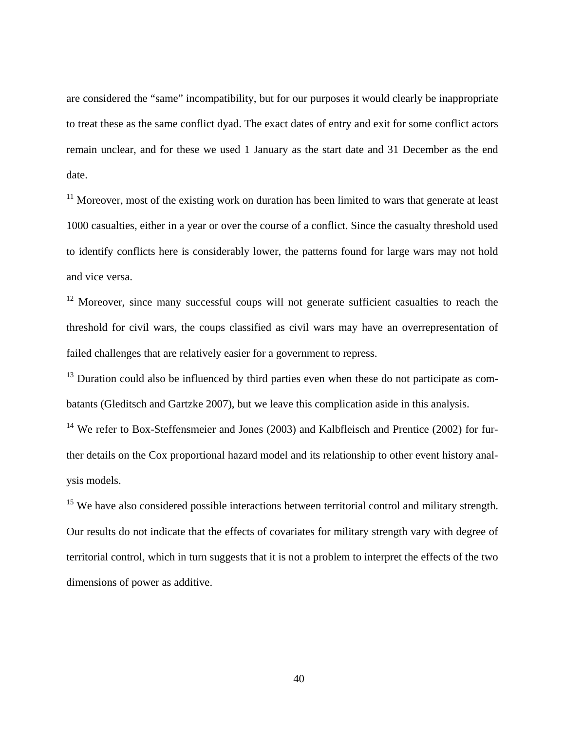are considered the "same" incompatibility, but for our purposes it would clearly be inappropriate to treat these as the same conflict dyad. The exact dates of entry and exit for some conflict actors remain unclear, and for these we used 1 January as the start date and 31 December as the end date.

[11] Moreover, most of the existing work on duration has been limited to wars that generate at least 1000 casualties, either in a year or over the course of a conflict. Since the casualty threshold used to identify conflicts here is considerably lower, the patterns found for large wars may not hold and vice versa.

[12] Moreover, since many successful coups will not generate sufficient casualties to reach the threshold for civil wars, the coups classified as civil wars may have an overrepresentation of failed challenges that are relatively easier for a government to repress.

[13] Duration could also be influenced by third parties even when these do not participate as combatants (Gleditsch and Gartzke 2007), but we leave this complication aside in this analysis.

[14] We refer to Box-Steffensmeier and Jones (2003) and Kalbfleisch and Prentice (2002) for further details on the Cox proportional hazard model and its relationship to other event history analysis models.

[15] We have also considered possible interactions between territorial control and military strength. Our results do not indicate that the effects of covariates for military strength vary with degree of territorial control, which in turn suggests that it is not a problem to interpret the effects of the two dimensions of power as additive.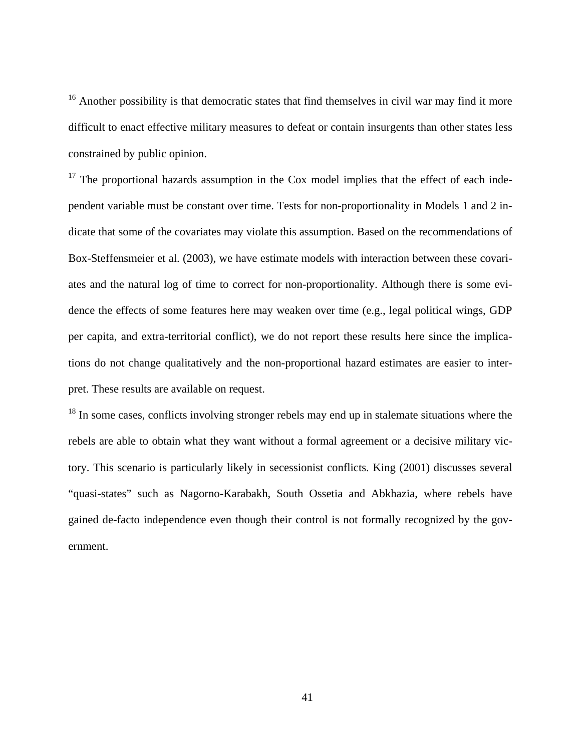[16] Another possibility is that democratic states that find themselves in civil war may find it more difficult to enact effective military measures to defeat or contain insurgents than other states less constrained by public opinion.

[17] The proportional hazards assumption in the Cox model implies that the effect of each independent variable must be constant over time. Tests for non-proportionality in Models 1 and 2 indicate that some of the covariates may violate this assumption. Based on the recommendations of Box-Steffensmeier et al. (2003), we have estimate models with interaction between these covariates and the natural log of time to correct for non-proportionality. Although there is some evidence the effects of some features here may weaken over time (e.g., legal political wings, GDP per capita, and extra-territorial conflict), we do not report these results here since the implications do not change qualitatively and the non-proportional hazard estimates are easier to interpret. These results are available on request.

[18] In some cases, conflicts involving stronger rebels may end up in stalemate situations where the rebels are able to obtain what they want without a formal agreement or a decisive military victory. This scenario is particularly likely in secessionist conflicts. King (2001) discusses several "quasi-states" such as Nagorno-Karabakh, South Ossetia and Abkhazia, where rebels have gained de-facto independence even though their control is not formally recognized by the government.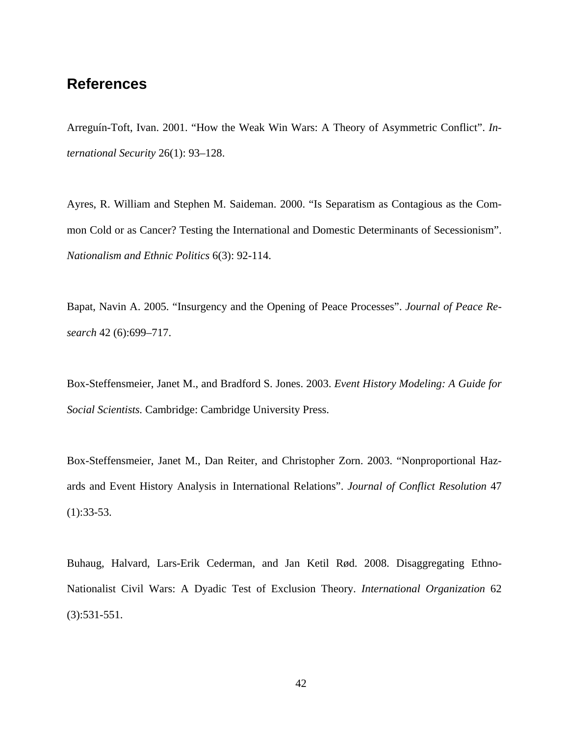## References

Arreguín-Toft, Ivan. 2001. "How the Weak Win Wars: A Theory of Asymmetric Conflict". *International Security* 26(1): 93–128.

Ayres, R. William and Stephen M. Saideman. 2000. "Is Separatism as Contagious as the Common Cold or as Cancer? Testing the International and Domestic Determinants of Secessionism". *Nationalism and Ethnic Politics* 6(3): 92-114.

Bapat, Navin A. 2005. "Insurgency and the Opening of Peace Processes". *Journal of Peace Research* 42 (6):699–717.

Box-Steffensmeier, Janet M., and Bradford S. Jones. 2003. *Event History Modeling: A Guide for Social Scientists*. Cambridge: Cambridge University Press.

Box-Steffensmeier, Janet M., Dan Reiter, and Christopher Zorn. 2003. "Nonproportional Hazards and Event History Analysis in International Relations". *Journal of Conflict Resolution* 47 (1):33-53.

Buhaug, Halvard, Lars-Erik Cederman, and Jan Ketil Rød. 2008. Disaggregating Ethno-Nationalist Civil Wars: A Dyadic Test of Exclusion Theory. *International Organization* 62 (3):531-551.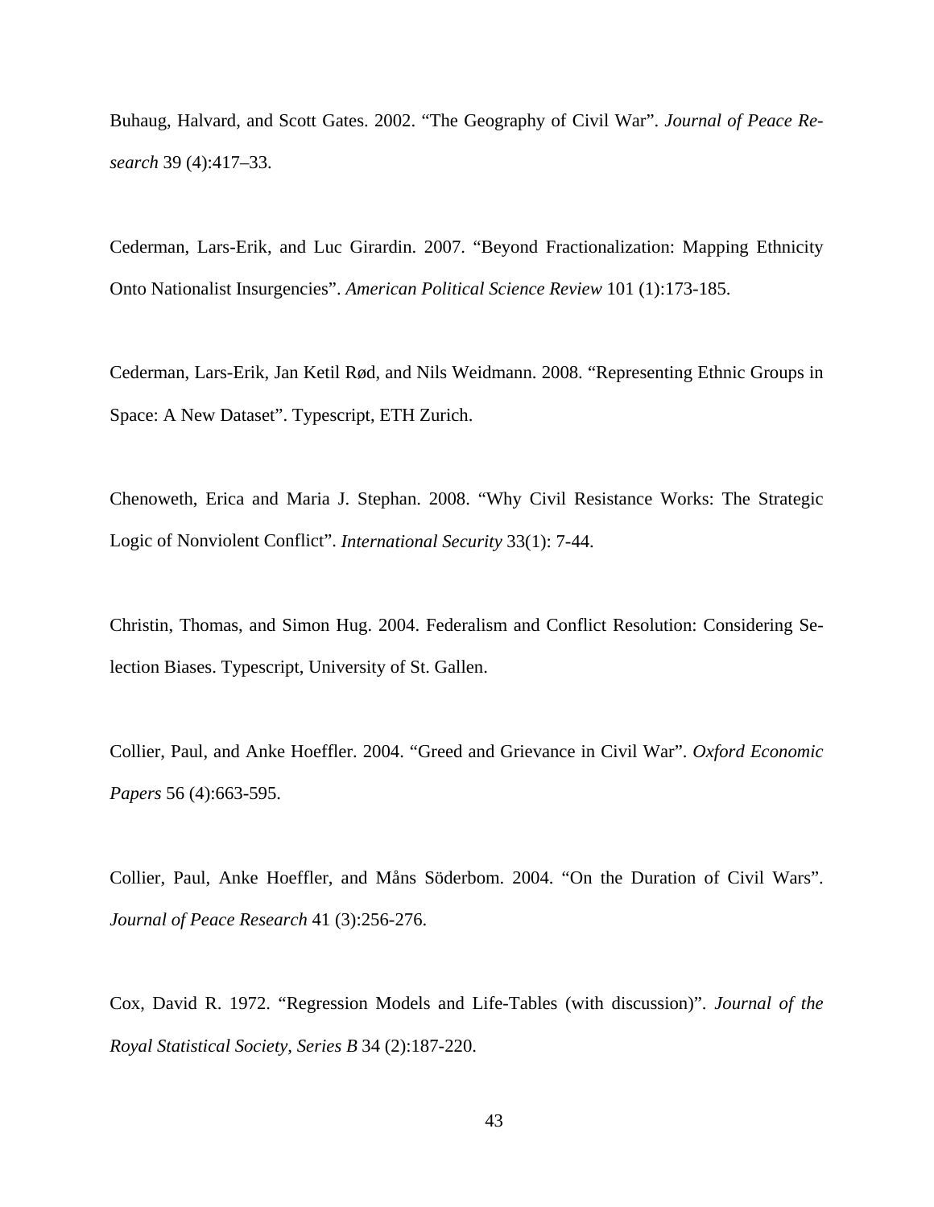Buhaug, Halvard, and Scott Gates. 2002. “The Geography of Civil War”. *Journal of Peace Research* 39 (4):417–33.

Cederman, Lars-Erik, and Luc Girardin. 2007. “Beyond Fractionalization: Mapping Ethnicity Onto Nationalist Insurgencies”. *American Political Science Review* 101 (1):173-185.

Cederman, Lars-Erik, Jan Ketil Rød, and Nils Weidmann. 2008. “Representing Ethnic Groups in Space: A New Dataset”. Typescript, ETH Zurich.

Chenoweth, Erica and Maria J. Stephan. 2008. “Why Civil Resistance Works: The Strategic Logic of Nonviolent Conflict”. *International Security* 33(1): 7-44.

Christin, Thomas, and Simon Hug. 2004. Federalism and Conflict Resolution: Considering Selection Biases. Typescript, University of St. Gallen.

Collier, Paul, and Anke Hoeffler. 2004. “Greed and Grievance in Civil War”. *Oxford Economic Papers* 56 (4):663-595.

Collier, Paul, Anke Hoeffler, and Måns Söderbom. 2004. “On the Duration of Civil Wars”. *Journal of Peace Research* 41 (3):256-276.

Cox, David R. 1972. “Regression Models and Life-Tables (with discussion)”. *Journal of the Royal Statistical Society, Series B* 34 (2):187-220.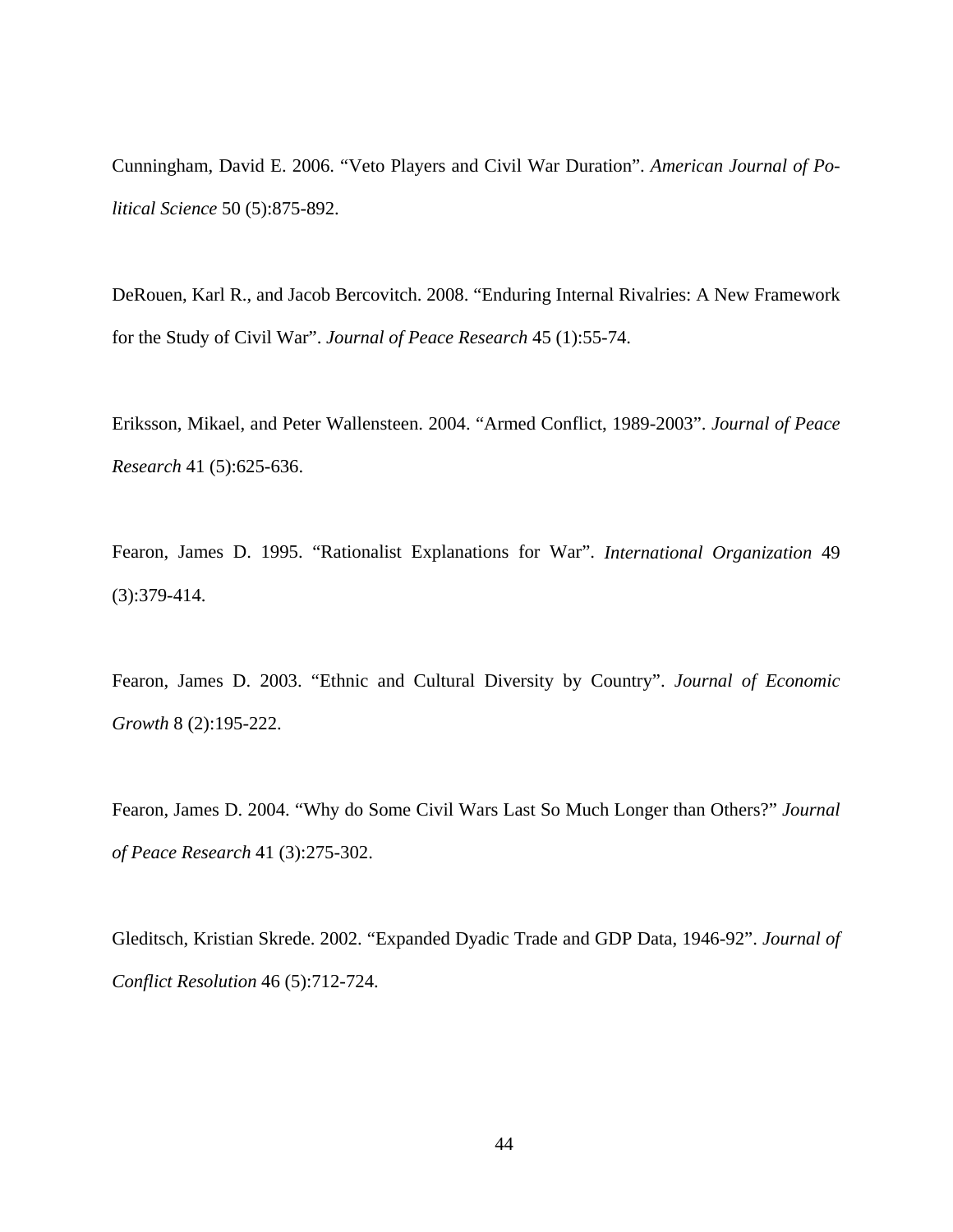Cunningham, David E. 2006. “Veto Players and Civil War Duration”. *American Journal of Political Science* 50 (5):875-892.

DeRouen, Karl R., and Jacob Bercovitch. 2008. “Enduring Internal Rivalries: A New Framework for the Study of Civil War”. *Journal of Peace Research* 45 (1):55-74.

Eriksson, Mikael, and Peter Wallensteen. 2004. “Armed Conflict, 1989-2003”. *Journal of Peace Research* 41 (5):625-636.

Fearon, James D. 1995. “Rationalist Explanations for War”. *International Organization* 49 (3):379-414.

Fearon, James D. 2003. “Ethnic and Cultural Diversity by Country”. *Journal of Economic Growth* 8 (2):195-222.

Fearon, James D. 2004. “Why do Some Civil Wars Last So Much Longer than Others?” *Journal of Peace Research* 41 (3):275-302.

Gleditsch, Kristian Skrede. 2002. “Expanded Dyadic Trade and GDP Data, 1946-92”. *Journal of Conflict Resolution* 46 (5):712-724.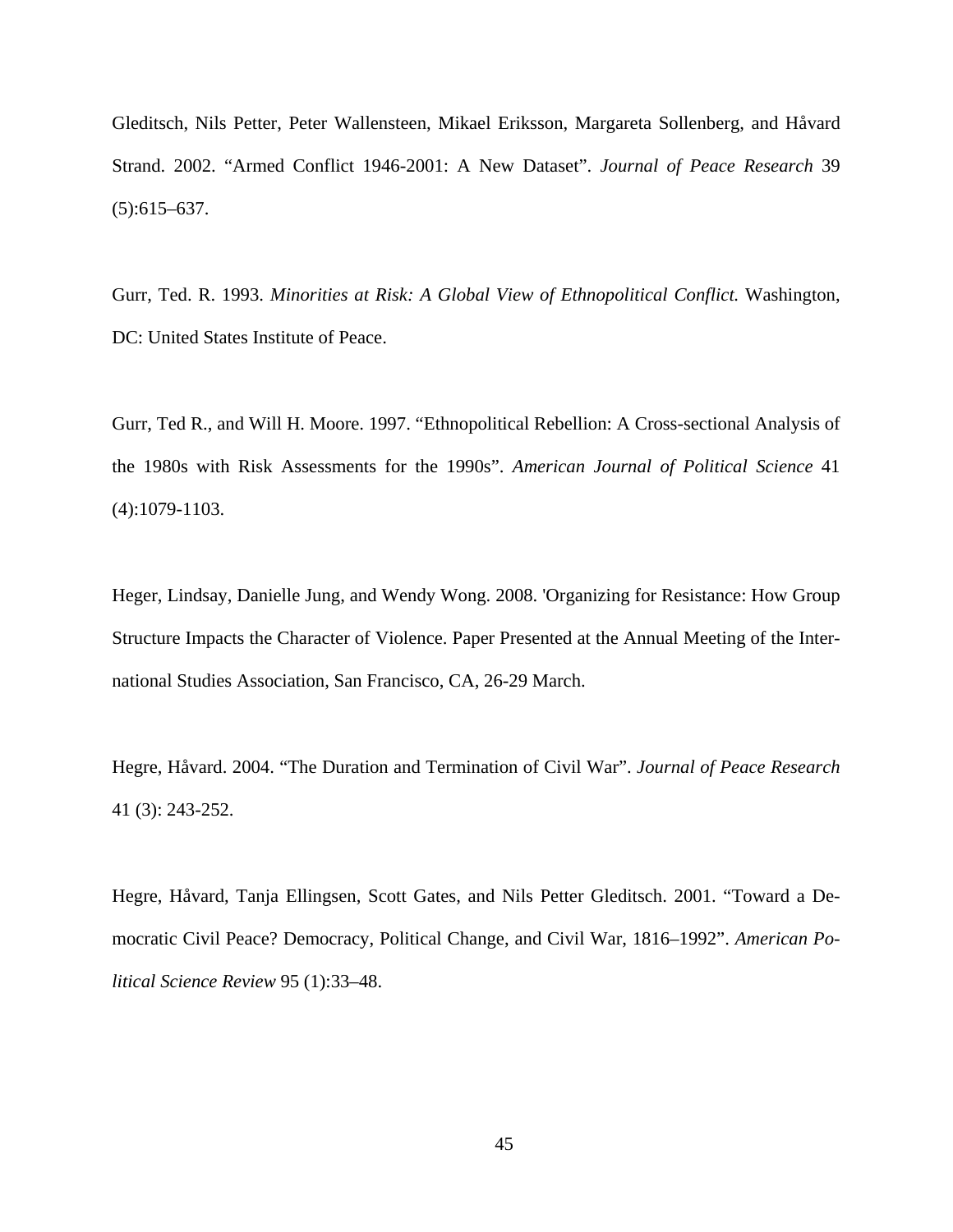Gleditsch, Nils Petter, Peter Wallensteen, Mikael Eriksson, Margareta Sollenberg, and Håvard Strand. 2002. "Armed Conflict 1946-2001: A New Dataset". *Journal of Peace Research* 39 (5):615–637.

Gurr, Ted. R. 1993. *Minorities at Risk: A Global View of Ethnopolitical Conflict.* Washington, DC: United States Institute of Peace.

Gurr, Ted R., and Will H. Moore. 1997. "Ethnopolitical Rebellion: A Cross-sectional Analysis of the 1980s with Risk Assessments for the 1990s". *American Journal of Political Science* 41 (4):1079-1103.

Heger, Lindsay, Danielle Jung, and Wendy Wong. 2008. 'Organizing for Resistance: How Group Structure Impacts the Character of Violence. Paper Presented at the Annual Meeting of the International Studies Association, San Francisco, CA, 26-29 March.

Hegre, Håvard. 2004. "The Duration and Termination of Civil War". *Journal of Peace Research* 41 (3): 243-252.

Hegre, Håvard, Tanja Ellingsen, Scott Gates, and Nils Petter Gleditsch. 2001. "Toward a Democratic Civil Peace? Democracy, Political Change, and Civil War, 1816–1992". *American Political Science Review* 95 (1):33–48.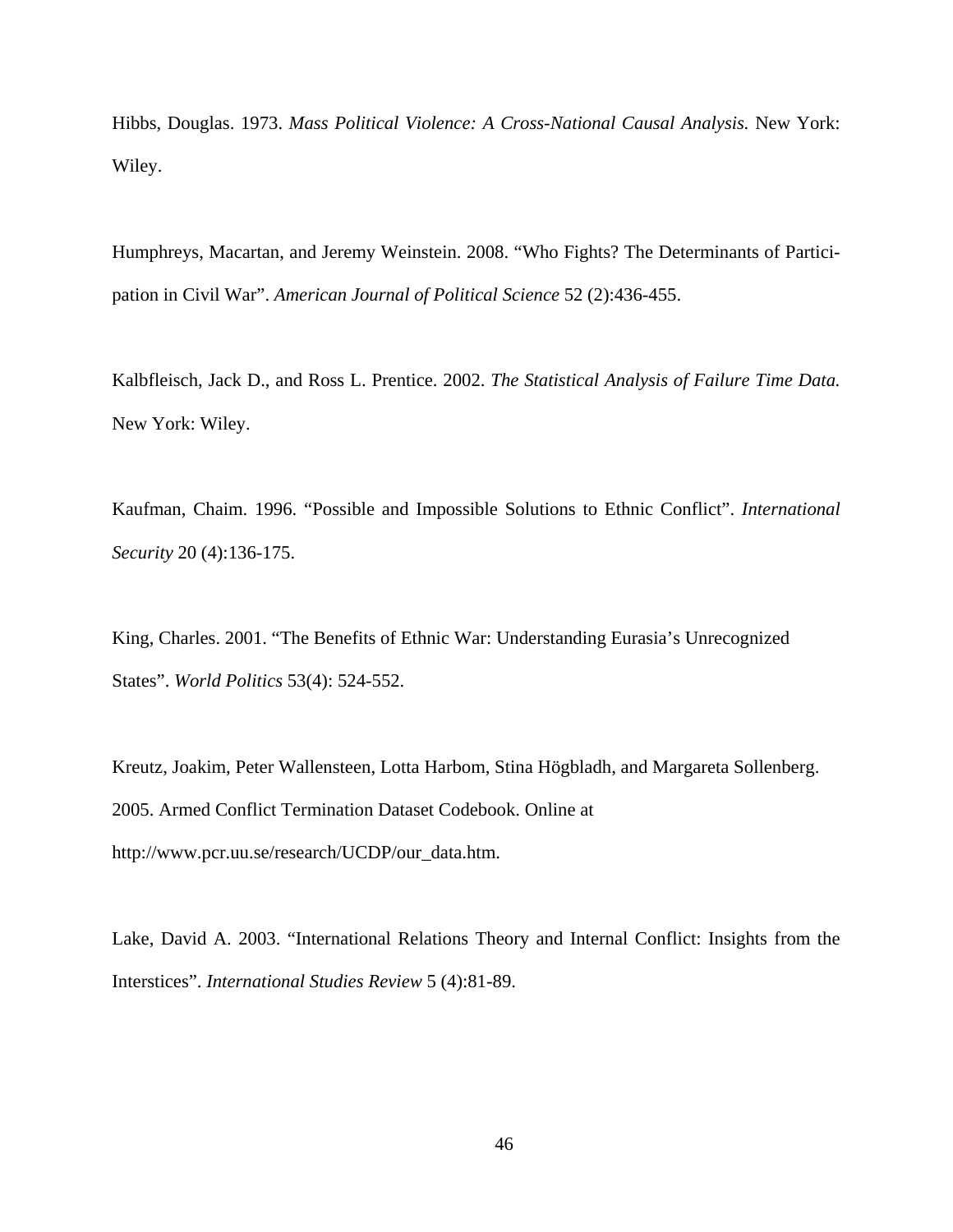Hibbs, Douglas. 1973. *Mass Political Violence: A Cross-National Causal Analysis.* New York: Wiley.

Humphreys, Macartan, and Jeremy Weinstein. 2008. "Who Fights? The Determinants of Participation in Civil War". *American Journal of Political Science* 52 (2):436-455.

Kalbfleisch, Jack D., and Ross L. Prentice. 2002. *The Statistical Analysis of Failure Time Data.* New York: Wiley.

Kaufman, Chaim. 1996. "Possible and Impossible Solutions to Ethnic Conflict". *International Security* 20 (4):136-175.

King, Charles. 2001. "The Benefits of Ethnic War: Understanding Eurasia's Unrecognized States". *World Politics* 53(4): 524-552.

Kreutz, Joakim, Peter Wallensteen, Lotta Harbom, Stina Högbladh, and Margareta Sollenberg. 2005. Armed Conflict Termination Dataset Codebook. Online at http://www.pcr.uu.se/research/UCDP/our_data.htm.

Lake, David A. 2003. "International Relations Theory and Internal Conflict: Insights from the Interstices". *International Studies Review* 5 (4):81-89.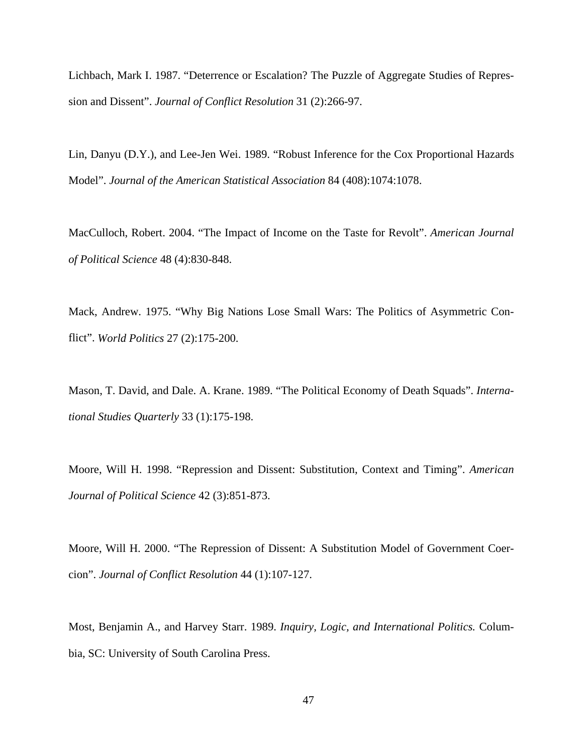Lichbach, Mark I. 1987. “Deterrence or Escalation? The Puzzle of Aggregate Studies of Repression and Dissent”. *Journal of Conflict Resolution* 31 (2):266-97.

Lin, Danyu (D.Y.), and Lee-Jen Wei. 1989. “Robust Inference for the Cox Proportional Hazards Model”. *Journal of the American Statistical Association* 84 (408):1074:1078.

MacCulloch, Robert. 2004. “The Impact of Income on the Taste for Revolt”. *American Journal of Political Science* 48 (4):830-848.

Mack, Andrew. 1975. “Why Big Nations Lose Small Wars: The Politics of Asymmetric Conflict”. *World Politics* 27 (2):175-200.

Mason, T. David, and Dale. A. Krane. 1989. “The Political Economy of Death Squads”. *International Studies Quarterly* 33 (1):175-198.

Moore, Will H. 1998. “Repression and Dissent: Substitution, Context and Timing”. *American Journal of Political Science* 42 (3):851-873.

Moore, Will H. 2000. “The Repression of Dissent: A Substitution Model of Government Coercion”. *Journal of Conflict Resolution* 44 (1):107-127.

Most, Benjamin A., and Harvey Starr. 1989. *Inquiry, Logic, and International Politics.* Columbia, SC: University of South Carolina Press.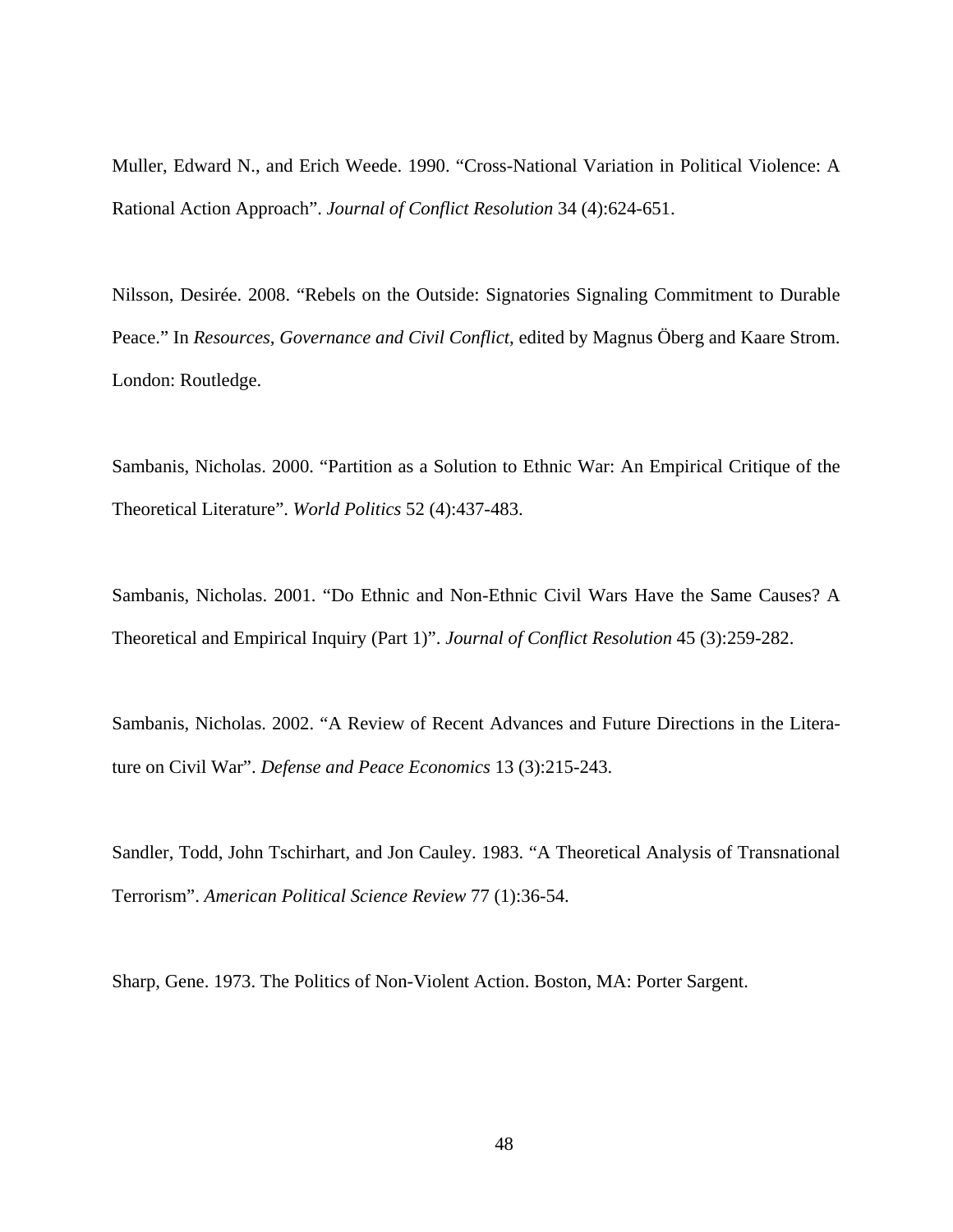Muller, Edward N., and Erich Weede. 1990. “Cross-National Variation in Political Violence: A Rational Action Approach”. *Journal of Conflict Resolution* 34 (4):624-651.

Nilsson, Desirée. 2008. “Rebels on the Outside: Signatories Signaling Commitment to Durable Peace.” In *Resources, Governance and Civil Conflict*, edited by Magnus Öberg and Kaare Strom. London: Routledge.

Sambanis, Nicholas. 2000. “Partition as a Solution to Ethnic War: An Empirical Critique of the Theoretical Literature”. *World Politics* 52 (4):437-483.

Sambanis, Nicholas. 2001. “Do Ethnic and Non-Ethnic Civil Wars Have the Same Causes? A Theoretical and Empirical Inquiry (Part 1)”. *Journal of Conflict Resolution* 45 (3):259-282.

Sambanis, Nicholas. 2002. “A Review of Recent Advances and Future Directions in the Literature on Civil War”. *Defense and Peace Economics* 13 (3):215-243.

Sandler, Todd, John Tschirhart, and Jon Cauley. 1983. “A Theoretical Analysis of Transnational Terrorism”. *American Political Science Review* 77 (1):36-54.

Sharp, Gene. 1973. The Politics of Non-Violent Action. Boston, MA: Porter Sargent.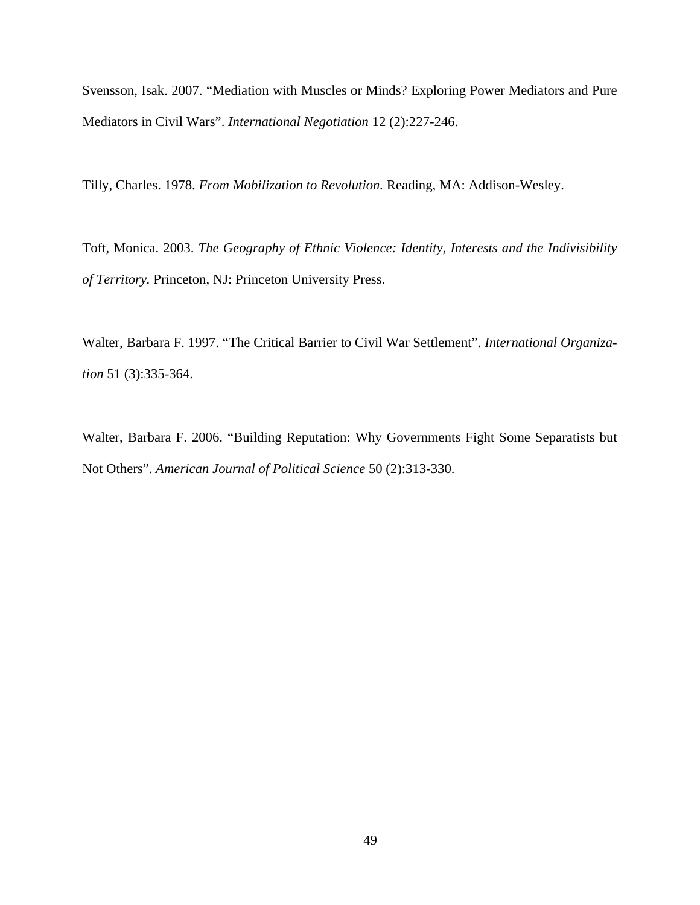Svensson, Isak. 2007. "Mediation with Muscles or Minds? Exploring Power Mediators and Pure Mediators in Civil Wars". *International Negotiation* 12 (2):227-246.

Tilly, Charles. 1978. *From Mobilization to Revolution.* Reading, MA: Addison-Wesley.

Toft, Monica. 2003. *The Geography of Ethnic Violence: Identity, Interests and the Indivisibility of Territory.* Princeton, NJ: Princeton University Press.

Walter, Barbara F. 1997. "The Critical Barrier to Civil War Settlement". *International Organization* 51 (3):335-364.

Walter, Barbara F. 2006. "Building Reputation: Why Governments Fight Some Separatists but Not Others". *American Journal of Political Science* 50 (2):313-330.